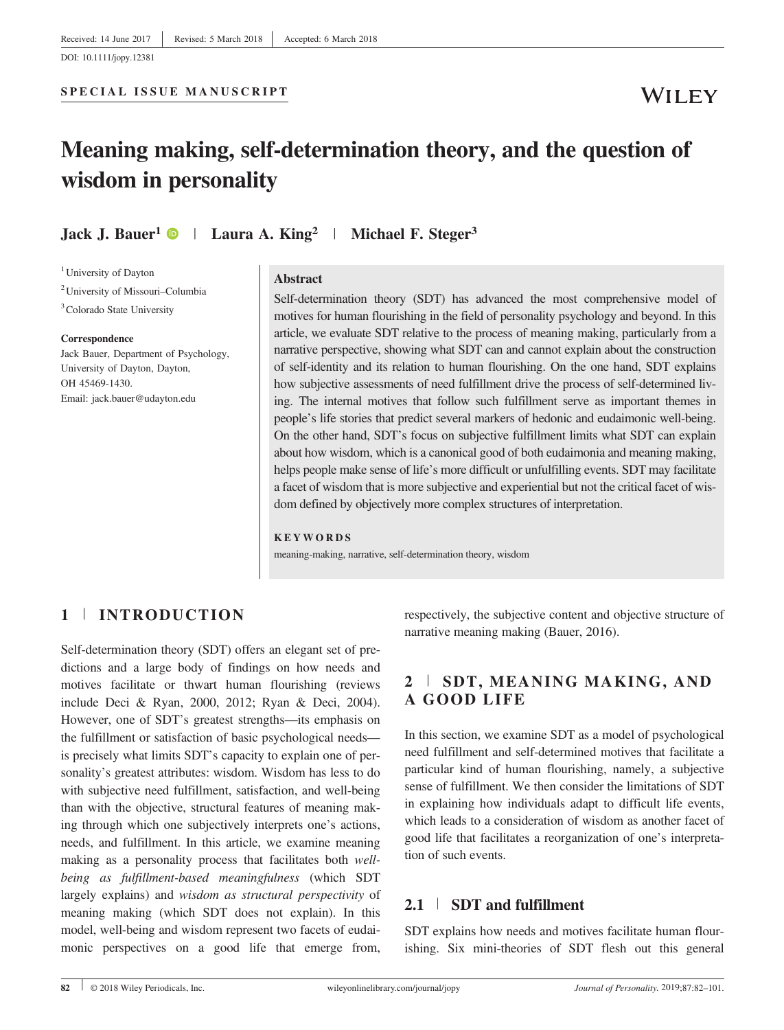Received: 14 June 2017 | Revised: 5 March 2018 | Accepted: 6 March 2018

DOI: 10.1111/jopy.12381

**SPECIAL ISSUE MANUSCRIPT**

# Meaning making, self-determination theory, and the question of wisdom in personality

**Jack J. Bauer**[1] | **Laura A. King**[2] | **Michael F. Steger**[3]

[1] University of Dayton
[2] University of Missouri–Columbia
[3] Colorado State University

**Correspondence**
Jack Bauer, Department of Psychology, University of Dayton, Dayton, OH 45469-1430.
Email: jack.bauer@udayton.edu

**Abstract**

Self-determination theory (SDT) has advanced the most comprehensive model of motives for human flourishing in the field of personality psychology and beyond. In this article, we evaluate SDT relative to the process of meaning making, particularly from a narrative perspective, showing what SDT can and cannot explain about the construction of self-identity and its relation to human flourishing. On the one hand, SDT explains how subjective assessments of need fulfillment drive the process of self-determined living. The internal motives that follow such fulfillment serve as important themes in people's life stories that predict several markers of hedonic and eudaimonic well-being. On the other hand, SDT's focus on subjective fulfillment limits what SDT can explain about how wisdom, which is a canonical good of both eudaimonia and meaning making, helps people make sense of life's more difficult or unfulfilling events. SDT may facilitate a facet of wisdom that is more subjective and experiential but not the critical facet of wisdom defined by objectively more complex structures of interpretation.

**KEYWORDS**

meaning-making, narrative, self-determination theory, wisdom

## 1 | INTRODUCTION

Self-determination theory (SDT) offers an elegant set of predictions and a large body of findings on how needs and motives facilitate or thwart human flourishing (reviews include Deci & Ryan, 2000, 2012; Ryan & Deci, 2004). However, one of SDT's greatest strengths—its emphasis on the fulfillment or satisfaction of basic psychological needs—is precisely what limits SDT's capacity to explain one of personality's greatest attributes: wisdom. Wisdom has less to do with subjective need fulfillment, satisfaction, and well-being than with the objective, structural features of meaning making through which one subjectively interprets one's actions, needs, and fulfillment. In this article, we examine meaning making as a personality process that facilitates both *well-being as fulfillment-based meaningfulness* (which SDT largely explains) and *wisdom as structural perspectivity* of meaning making (which SDT does not explain). In this model, well-being and wisdom represent two facets of eudaimonic perspectives on a good life that emerge from, respectively, the subjective content and objective structure of narrative meaning making (Bauer, 2016).

## 2 | SDT, MEANING MAKING, AND A GOOD LIFE

In this section, we examine SDT as a model of psychological need fulfillment and self-determined motives that facilitate a particular kind of human flourishing, namely, a subjective sense of fulfillment. We then consider the limitations of SDT in explaining how individuals adapt to difficult life events, which leads to a consideration of wisdom as another facet of good life that facilitates a reorganization of one's interpretation of such events.

### 2.1 | SDT and fulfillment

SDT explains how needs and motives facilitate human flourishing. Six mini-theories of SDT flesh out this general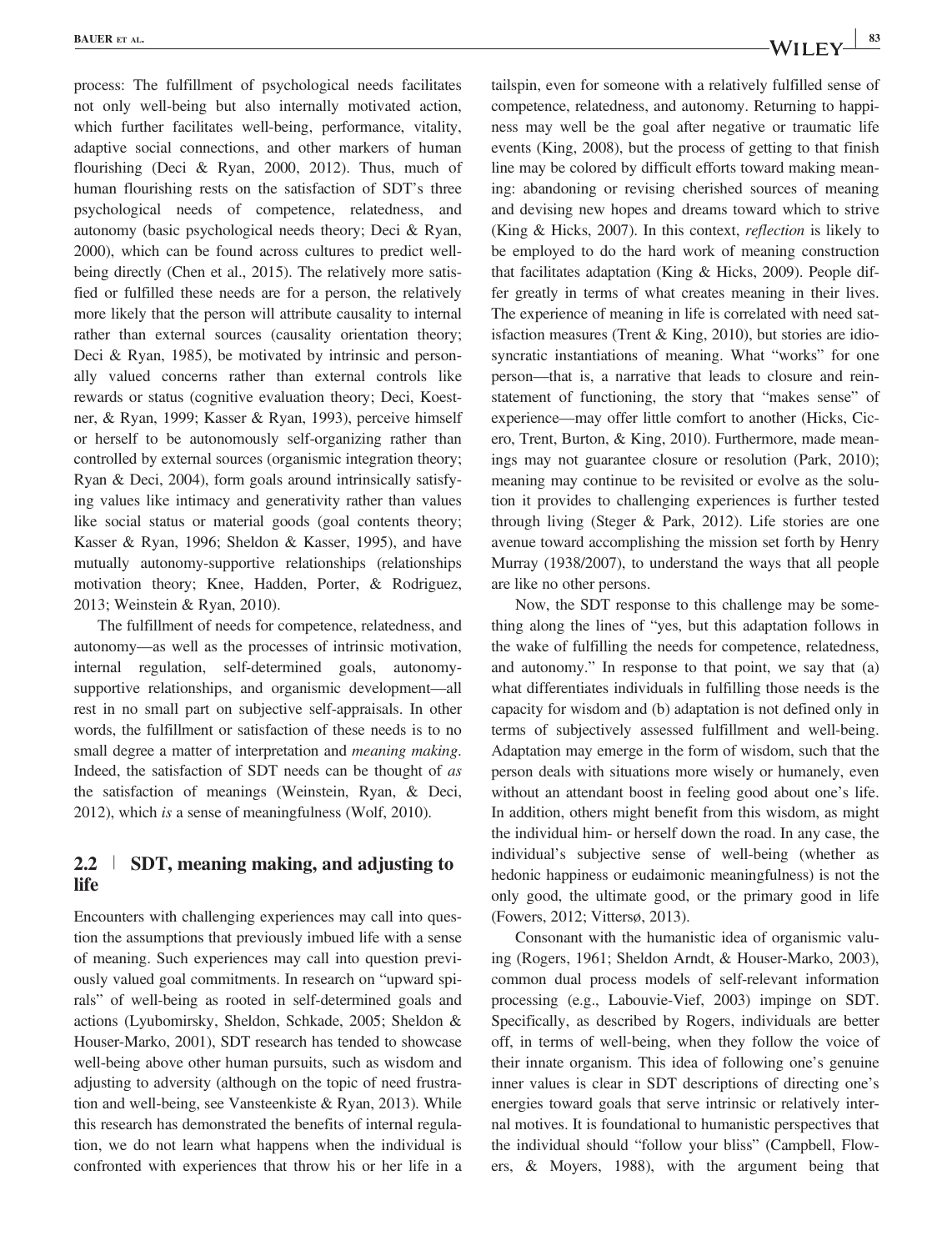process: The fulfillment of psychological needs facilitates not only well-being but also internally motivated action, which further facilitates well-being, performance, vitality, adaptive social connections, and other markers of human flourishing (Deci & Ryan, 2000, 2012). Thus, much of human flourishing rests on the satisfaction of SDT's three psychological needs of competence, relatedness, and autonomy (basic psychological needs theory; Deci & Ryan, 2000), which can be found across cultures to predict well-being directly (Chen et al., 2015). The relatively more satisfied or fulfilled these needs are for a person, the relatively more likely that the person will attribute causality to internal rather than external sources (causality orientation theory; Deci & Ryan, 1985), be motivated by intrinsic and personally valued concerns rather than external controls like rewards or status (cognitive evaluation theory; Deci, Koestner, & Ryan, 1999; Kasser & Ryan, 1993), perceive himself or herself to be autonomously self-organizing rather than controlled by external sources (organismic integration theory; Ryan & Deci, 2004), form goals around intrinsically satisfying values like intimacy and generativity rather than values like social status or material goods (goal contents theory; Kasser & Ryan, 1996; Sheldon & Kasser, 1995), and have mutually autonomy-supportive relationships (relationships motivation theory; Knee, Hadden, Porter, & Rodriguez, 2013; Weinstein & Ryan, 2010).

The fulfillment of needs for competence, relatedness, and autonomy—as well as the processes of intrinsic motivation, internal regulation, self-determined goals, autonomy-supportive relationships, and organismic development—all rest in no small part on subjective self-appraisals. In other words, the fulfillment or satisfaction of these needs is to no small degree a matter of interpretation and *meaning making*. Indeed, the satisfaction of SDT needs can be thought of *as* the satisfaction of meanings (Weinstein, Ryan, & Deci, 2012), which *is* a sense of meaningfulness (Wolf, 2010).

## 2.2 | SDT, meaning making, and adjusting to life

Encounters with challenging experiences may call into question the assumptions that previously imbued life with a sense of meaning. Such experiences may call into question previously valued goal commitments. In research on "upward spirals" of well-being as rooted in self-determined goals and actions (Lyubomirsky, Sheldon, Schkade, 2005; Sheldon & Houser-Marko, 2001), SDT research has tended to showcase well-being above other human pursuits, such as wisdom and adjusting to adversity (although on the topic of need frustration and well-being, see Vansteenkiste & Ryan, 2013). While this research has demonstrated the benefits of internal regulation, we do not learn what happens when the individual is confronted with experiences that throw his or her life in a tailspin, even for someone with a relatively fulfilled sense of competence, relatedness, and autonomy. Returning to happiness may well be the goal after negative or traumatic life events (King, 2008), but the process of getting to that finish line may be colored by difficult efforts toward making meaning: abandoning or revising cherished sources of meaning and devising new hopes and dreams toward which to strive (King & Hicks, 2007). In this context, *reflection* is likely to be employed to do the hard work of meaning construction that facilitates adaptation (King & Hicks, 2009). People differ greatly in terms of what creates meaning in their lives. The experience of meaning in life is correlated with need satisfaction measures (Trent & King, 2010), but stories are idiosyncratic instantiations of meaning. What "works" for one person—that is, a narrative that leads to closure and reinstatement of functioning, the story that "makes sense" of experience—may offer little comfort to another (Hicks, Cicero, Trent, Burton, & King, 2010). Furthermore, made meanings may not guarantee closure or resolution (Park, 2010); meaning may continue to be revisited or evolve as the solution it provides to challenging experiences is further tested through living (Steger & Park, 2012). Life stories are one avenue toward accomplishing the mission set forth by Henry Murray (1938/2007), to understand the ways that all people are like no other persons.

Now, the SDT response to this challenge may be something along the lines of "yes, but this adaptation follows in the wake of fulfilling the needs for competence, relatedness, and autonomy." In response to that point, we say that (a) what differentiates individuals in fulfilling those needs is the capacity for wisdom and (b) adaptation is not defined only in terms of subjectively assessed fulfillment and well-being. Adaptation may emerge in the form of wisdom, such that the person deals with situations more wisely or humanely, even without an attendant boost in feeling good about one's life. In addition, others might benefit from this wisdom, as might the individual him- or herself down the road. In any case, the individual's subjective sense of well-being (whether as hedonic happiness or eudaimonic meaningfulness) is not the only good, the ultimate good, or the primary good in life (Fowers, 2012; Vittersø, 2013).

Consonant with the humanistic idea of organismic valuing (Rogers, 1961; Sheldon Arndt, & Houser-Marko, 2003), common dual process models of self-relevant information processing (e.g., Labouvie-Vief, 2003) impinge on SDT. Specifically, as described by Rogers, individuals are better off, in terms of well-being, when they follow the voice of their innate organism. This idea of following one's genuine inner values is clear in SDT descriptions of directing one's energies toward goals that serve intrinsic or relatively internal motives. It is foundational to humanistic perspectives that the individual should "follow your bliss" (Campbell, Flowers, & Moyers, 1988), with the argument being that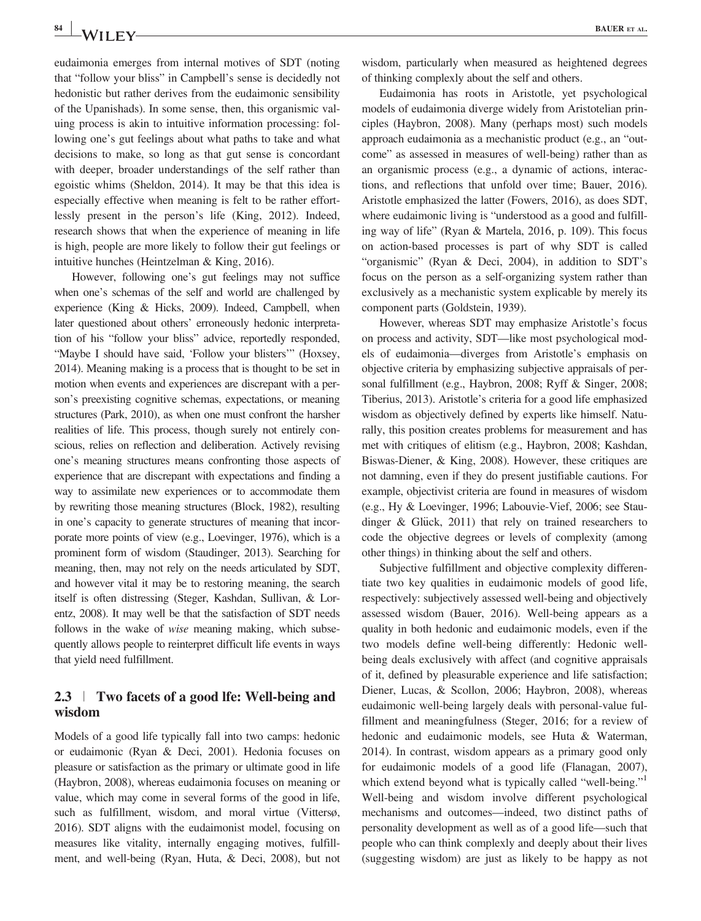eudaimonia emerges from internal motives of SDT (noting that "follow your bliss" in Campbell's sense is decidedly not hedonistic but rather derives from the eudaimonic sensibility of the Upanishads). In some sense, then, this organismic valuing process is akin to intuitive information processing: following one's gut feelings about what paths to take and what decisions to make, so long as that gut sense is concordant with deeper, broader understandings of the self rather than egoistic whims (Sheldon, 2014). It may be that this idea is especially effective when meaning is felt to be rather effortlessly present in the person's life (King, 2012). Indeed, research shows that when the experience of meaning in life is high, people are more likely to follow their gut feelings or intuitive hunches (Heintzelman & King, 2016).

However, following one's gut feelings may not suffice when one's schemas of the self and world are challenged by experience (King & Hicks, 2009). Indeed, Campbell, when later questioned about others' erroneously hedonic interpretation of his "follow your bliss" advice, reportedly responded, "Maybe I should have said, 'Follow your blisters'" (Hoxsey, 2014). Meaning making is a process that is thought to be set in motion when events and experiences are discrepant with a person's preexisting cognitive schemas, expectations, or meaning structures (Park, 2010), as when one must confront the harsher realities of life. This process, though surely not entirely conscious, relies on reflection and deliberation. Actively revising one's meaning structures means confronting those aspects of experience that are discrepant with expectations and finding a way to assimilate new experiences or to accommodate them by rewriting those meaning structures (Block, 1982), resulting in one's capacity to generate structures of meaning that incorporate more points of view (e.g., Loevinger, 1976), which is a prominent form of wisdom (Staudinger, 2013). Searching for meaning, then, may not rely on the needs articulated by SDT, and however vital it may be to restoring meaning, the search itself is often distressing (Steger, Kashdan, Sullivan, & Lorentz, 2008). It may well be that the satisfaction of SDT needs follows in the wake of *wise* meaning making, which subsequently allows people to reinterpret difficult life events in ways that yield need fulfillment.

## 2.3 | Two facets of a good lfe: Well-being and wisdom

Models of a good life typically fall into two camps: hedonic or eudaimonic (Ryan & Deci, 2001). Hedonia focuses on pleasure or satisfaction as the primary or ultimate good in life (Haybron, 2008), whereas eudaimonia focuses on meaning or value, which may come in several forms of the good in life, such as fulfillment, wisdom, and moral virtue (Vittersø, 2016). SDT aligns with the eudaimonist model, focusing on measures like vitality, internally engaging motives, fulfillment, and well-being (Ryan, Huta, & Deci, 2008), but not wisdom, particularly when measured as heightened degrees of thinking complexly about the self and others.

Eudaimonia has roots in Aristotle, yet psychological models of eudaimonia diverge widely from Aristotelian principles (Haybron, 2008). Many (perhaps most) such models approach eudaimonia as a mechanistic product (e.g., an "outcome" as assessed in measures of well-being) rather than as an organismic process (e.g., a dynamic of actions, interactions, and reflections that unfold over time; Bauer, 2016). Aristotle emphasized the latter (Fowers, 2016), as does SDT, where eudaimonic living is "understood as a good and fulfilling way of life" (Ryan & Martela, 2016, p. 109). This focus on action-based processes is part of why SDT is called "organismic" (Ryan & Deci, 2004), in addition to SDT's focus on the person as a self-organizing system rather than exclusively as a mechanistic system explicable by merely its component parts (Goldstein, 1939).

However, whereas SDT may emphasize Aristotle's focus on process and activity, SDT—like most psychological models of eudaimonia—diverges from Aristotle's emphasis on objective criteria by emphasizing subjective appraisals of personal fulfillment (e.g., Haybron, 2008; Ryff & Singer, 2008; Tiberius, 2013). Aristotle's criteria for a good life emphasized wisdom as objectively defined by experts like himself. Naturally, this position creates problems for measurement and has met with critiques of elitism (e.g., Haybron, 2008; Kashdan, Biswas-Diener, & King, 2008). However, these critiques are not damning, even if they do present justifiable cautions. For example, objectivist criteria are found in measures of wisdom (e.g., Hy & Loevinger, 1996; Labouvie-Vief, 2006; see Staudinger & Glück, 2011) that rely on trained researchers to code the objective degrees or levels of complexity (among other things) in thinking about the self and others.

Subjective fulfillment and objective complexity differentiate two key qualities in eudaimonic models of good life, respectively: subjectively assessed well-being and objectively assessed wisdom (Bauer, 2016). Well-being appears as a quality in both hedonic and eudaimonic models, even if the two models define well-being differently: Hedonic well-being deals exclusively with affect (and cognitive appraisals of it, defined by pleasurable experience and life satisfaction; Diener, Lucas, & Scollon, 2006; Haybron, 2008), whereas eudaimonic well-being largely deals with personal-value fulfillment and meaningfulness (Steger, 2016; for a review of hedonic and eudaimonic models, see Huta & Waterman, 2014). In contrast, wisdom appears as a primary good only for eudaimonic models of a good life (Flanagan, 2007), which extend beyond what is typically called "well-being."[1] Well-being and wisdom involve different psychological mechanisms and outcomes—indeed, two distinct paths of personality development as well as of a good life—such that people who can think complexly and deeply about their lives (suggesting wisdom) are just as likely to be happy as not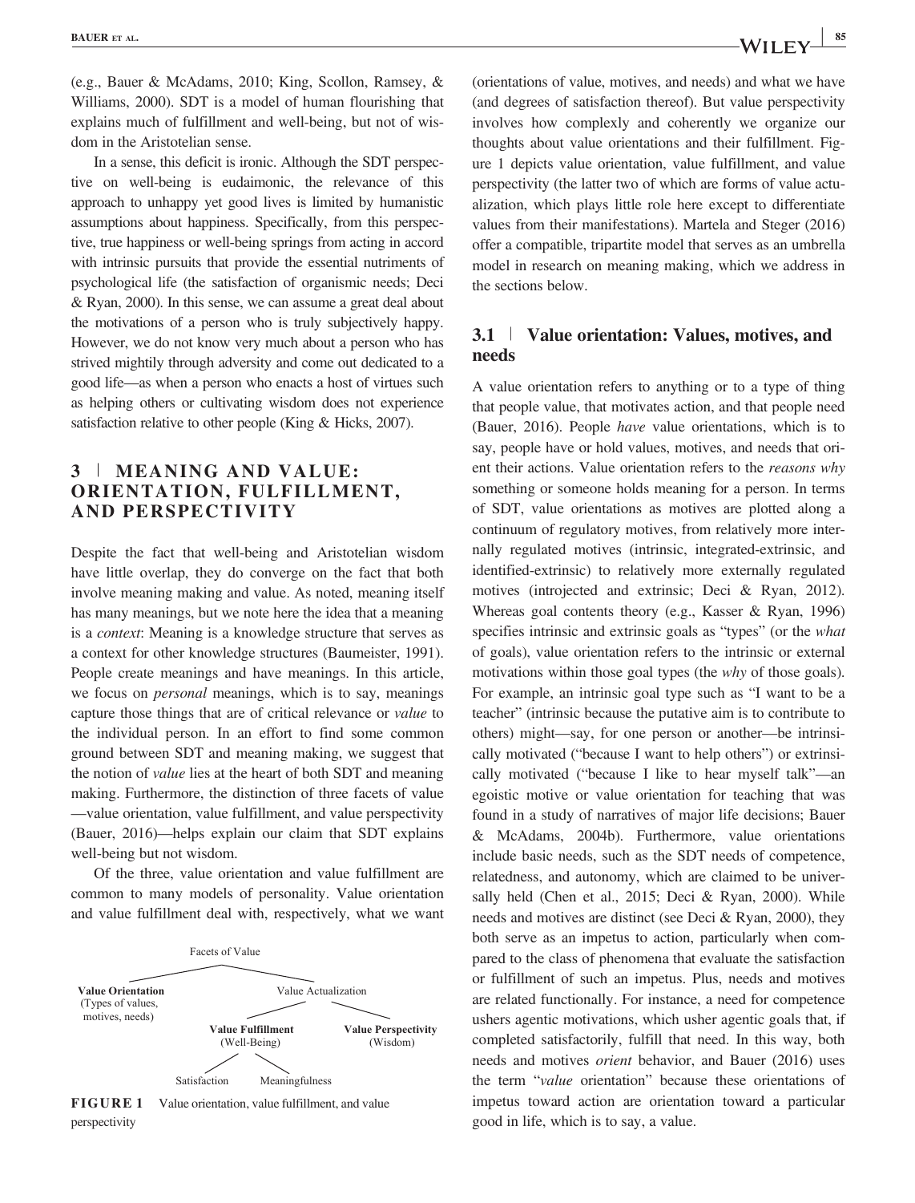(e.g., Bauer & McAdams, 2010; King, Scollon, Ramsey, & Williams, 2000). SDT is a model of human flourishing that explains much of fulfillment and well-being, but not of wisdom in the Aristotelian sense.

In a sense, this deficit is ironic. Although the SDT perspective on well-being is eudaimonic, the relevance of this approach to unhappy yet good lives is limited by humanistic assumptions about happiness. Specifically, from this perspective, true happiness or well-being springs from acting in accord with intrinsic pursuits that provide the essential nutriments of psychological life (the satisfaction of organismic needs; Deci & Ryan, 2000). In this sense, we can assume a great deal about the motivations of a person who is truly subjectively happy. However, we do not know very much about a person who has strived mightily through adversity and come out dedicated to a good life—as when a person who enacts a host of virtues such as helping others or cultivating wisdom does not experience satisfaction relative to other people (King & Hicks, 2007).

## 3 | MEANING AND VALUE: ORIENTATION, FULFILLMENT, AND PERSPECTIVITY

Despite the fact that well-being and Aristotelian wisdom have little overlap, they do converge on the fact that both involve meaning making and value. As noted, meaning itself has many meanings, but we note here the idea that a meaning is a *context*: Meaning is a knowledge structure that serves as a context for other knowledge structures (Baumeister, 1991). People create meanings and have meanings. In this article, we focus on *personal* meanings, which is to say, meanings capture those things that are of critical relevance or *value* to the individual person. In an effort to find some common ground between SDT and meaning making, we suggest that the notion of *value* lies at the heart of both SDT and meaning making. Furthermore, the distinction of three facets of value—value orientation, value fulfillment, and value perspectivity (Bauer, 2016)—helps explain our claim that SDT explains well-being but not wisdom.

Of the three, value orientation and value fulfillment are common to many models of personality. Value orientation and value fulfillment deal with, respectively, what we want (orientations of value, motives, and needs) and what we have (and degrees of satisfaction thereof). But value perspectivity involves how complexly and coherently we organize our thoughts about value orientations and their fulfillment. Figure 1 depicts value orientation, value fulfillment, and value perspectivity (the latter two of which are forms of value actualization, which plays little role here except to differentiate values from their manifestations). Martela and Steger (2016) offer a compatible, tripartite model that serves as an umbrella model in research on meaning making, which we address in the sections below.

Facets of Value
- **Value Orientation** (Types of values, motives, needs)
- Value Actualization
  - **Value Fulfillment** (Well-Being)
    - Satisfaction
    - Meaningfulness
  - **Value Perspectivity** (Wisdom)

**FIGURE 1** Value orientation, value fulfillment, and value perspectivity

### 3.1 | Value orientation: Values, motives, and needs

A value orientation refers to anything or to a type of thing that people value, that motivates action, and that people need (Bauer, 2016). People *have* value orientations, which is to say, people have or hold values, motives, and needs that orient their actions. Value orientation refers to the *reasons why* something or someone holds meaning for a person. In terms of SDT, value orientations as motives are plotted along a continuum of regulatory motives, from relatively more internally regulated motives (intrinsic, integrated-extrinsic, and identified-extrinsic) to relatively more externally regulated motives (introjected and extrinsic; Deci & Ryan, 2012). Whereas goal contents theory (e.g., Kasser & Ryan, 1996) specifies intrinsic and extrinsic goals as "types" (or the *what* of goals), value orientation refers to the intrinsic or external motivations within those goal types (the *why* of those goals). For example, an intrinsic goal type such as "I want to be a teacher" (intrinsic because the putative aim is to contribute to others) might—say, for one person or another—be intrinsically motivated ("because I want to help others") or extrinsically motivated ("because I like to hear myself talk"—an egoistic motive or value orientation for teaching that was found in a study of narratives of major life decisions; Bauer & McAdams, 2004b). Furthermore, value orientations include basic needs, such as the SDT needs of competence, relatedness, and autonomy, which are claimed to be universally held (Chen et al., 2015; Deci & Ryan, 2000). While needs and motives are distinct (see Deci & Ryan, 2000), they both serve as an impetus to action, particularly when compared to the class of phenomena that evaluate the satisfaction or fulfillment of such an impetus. Plus, needs and motives are related functionally. For instance, a need for competence ushers agentic motivations, which usher agentic goals that, if completed satisfactorily, fulfill that need. In this way, both needs and motives *orient* behavior, and Bauer (2016) uses the term "*value* orientation" because these orientations of impetus toward action are orientation toward a particular good in life, which is to say, a value.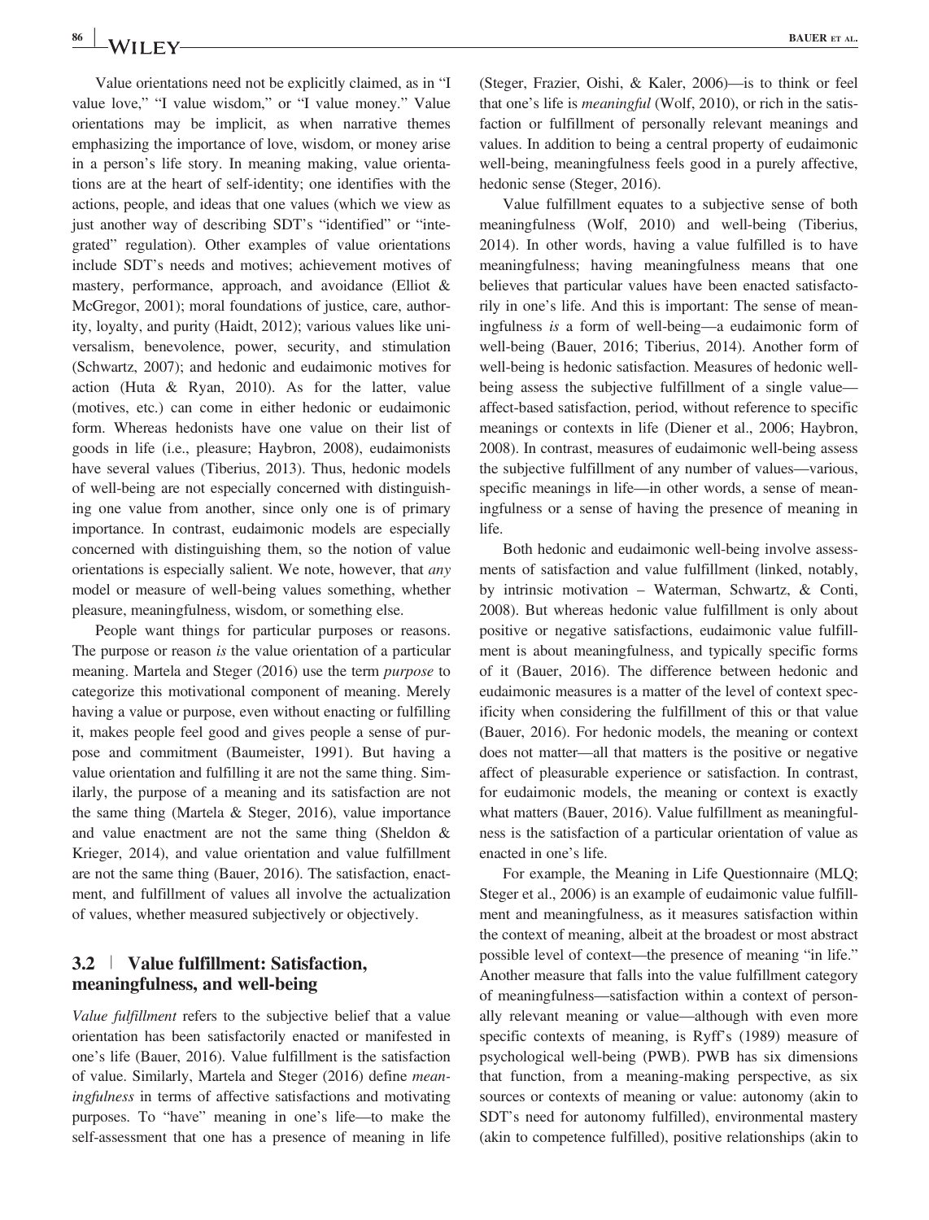Value orientations need not be explicitly claimed, as in "I value love," "I value wisdom," or "I value money." Value orientations may be implicit, as when narrative themes emphasizing the importance of love, wisdom, or money arise in a person's life story. In meaning making, value orientations are at the heart of self-identity; one identifies with the actions, people, and ideas that one values (which we view as just another way of describing SDT's "identified" or "integrated" regulation). Other examples of value orientations include SDT's needs and motives; achievement motives of mastery, performance, approach, and avoidance (Elliot & McGregor, 2001); moral foundations of justice, care, authority, loyalty, and purity (Haidt, 2012); various values like universalism, benevolence, power, security, and stimulation (Schwartz, 2007); and hedonic and eudaimonic motives for action (Huta & Ryan, 2010). As for the latter, value (motives, etc.) can come in either hedonic or eudaimonic form. Whereas hedonists have one value on their list of goods in life (i.e., pleasure; Haybron, 2008), eudaimonists have several values (Tiberius, 2013). Thus, hedonic models of well-being are not especially concerned with distinguishing one value from another, since only one is of primary importance. In contrast, eudaimonic models are especially concerned with distinguishing them, so the notion of value orientations is especially salient. We note, however, that *any* model or measure of well-being values something, whether pleasure, meaningfulness, wisdom, or something else.

People want things for particular purposes or reasons. The purpose or reason *is* the value orientation of a particular meaning. Martela and Steger (2016) use the term *purpose* to categorize this motivational component of meaning. Merely having a value or purpose, even without enacting or fulfilling it, makes people feel good and gives people a sense of purpose and commitment (Baumeister, 1991). But having a value orientation and fulfilling it are not the same thing. Similarly, the purpose of a meaning and its satisfaction are not the same thing (Martela & Steger, 2016), value importance and value enactment are not the same thing (Sheldon & Krieger, 2014), and value orientation and value fulfillment are not the same thing (Bauer, 2016). The satisfaction, enactment, and fulfillment of values all involve the actualization of values, whether measured subjectively or objectively.

### 3.2 | Value fulfillment: Satisfaction, meaningfulness, and well-being

*Value fulfillment* refers to the subjective belief that a value orientation has been satisfactorily enacted or manifested in one's life (Bauer, 2016). Value fulfillment is the satisfaction of value. Similarly, Martela and Steger (2016) define *meaningfulness* in terms of affective satisfactions and motivating purposes. To "have" meaning in one's life—to make the self-assessment that one has a presence of meaning in life (Steger, Frazier, Oishi, & Kaler, 2006)—is to think or feel that one's life is *meaningful* (Wolf, 2010), or rich in the satisfaction or fulfillment of personally relevant meanings and values. In addition to being a central property of eudaimonic well-being, meaningfulness feels good in a purely affective, hedonic sense (Steger, 2016).

Value fulfillment equates to a subjective sense of both meaningfulness (Wolf, 2010) and well-being (Tiberius, 2014). In other words, having a value fulfilled is to have meaningfulness; having meaningfulness means that one believes that particular values have been enacted satisfactorily in one's life. And this is important: The sense of meaningfulness *is* a form of well-being—a eudaimonic form of well-being (Bauer, 2016; Tiberius, 2014). Another form of well-being is hedonic satisfaction. Measures of hedonic well-being assess the subjective fulfillment of a single value—affect-based satisfaction, period, without reference to specific meanings or contexts in life (Diener et al., 2006; Haybron, 2008). In contrast, measures of eudaimonic well-being assess the subjective fulfillment of any number of values—various, specific meanings in life—in other words, a sense of meaningfulness or a sense of having the presence of meaning in life.

Both hedonic and eudaimonic well-being involve assessments of satisfaction and value fulfillment (linked, notably, by intrinsic motivation – Waterman, Schwartz, & Conti, 2008). But whereas hedonic value fulfillment is only about positive or negative satisfactions, eudaimonic value fulfillment is about meaningfulness, and typically specific forms of it (Bauer, 2016). The difference between hedonic and eudaimonic measures is a matter of the level of context specificity when considering the fulfillment of this or that value (Bauer, 2016). For hedonic models, the meaning or context does not matter—all that matters is the positive or negative affect of pleasurable experience or satisfaction. In contrast, for eudaimonic models, the meaning or context is exactly what matters (Bauer, 2016). Value fulfillment as meaningfulness is the satisfaction of a particular orientation of value as enacted in one's life.

For example, the Meaning in Life Questionnaire (MLQ; Steger et al., 2006) is an example of eudaimonic value fulfillment and meaningfulness, as it measures satisfaction within the context of meaning, albeit at the broadest or most abstract possible level of context—the presence of meaning "in life." Another measure that falls into the value fulfillment category of meaningfulness—satisfaction within a context of personally relevant meaning or value—although with even more specific contexts of meaning, is Ryff's (1989) measure of psychological well-being (PWB). PWB has six dimensions that function, from a meaning-making perspective, as six sources or contexts of meaning or value: autonomy (akin to SDT's need for autonomy fulfilled), environmental mastery (akin to competence fulfilled), positive relationships (akin to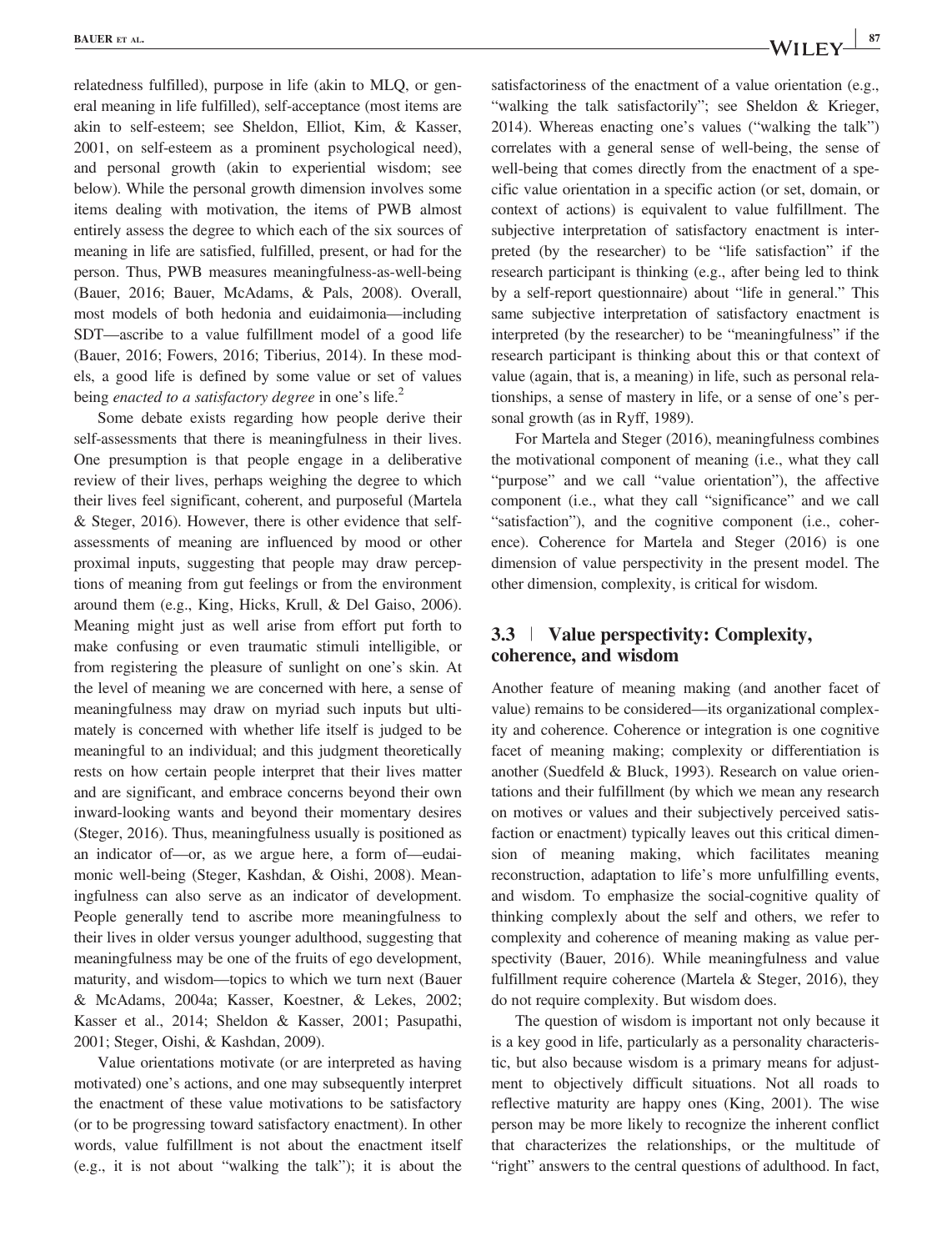relatedness fulfilled), purpose in life (akin to MLQ, or general meaning in life fulfilled), self-acceptance (most items are akin to self-esteem; see Sheldon, Elliot, Kim, & Kasser, 2001, on self-esteem as a prominent psychological need), and personal growth (akin to experiential wisdom; see below). While the personal growth dimension involves some items dealing with motivation, the items of PWB almost entirely assess the degree to which each of the six sources of meaning in life are satisfied, fulfilled, present, or had for the person. Thus, PWB measures meaningfulness-as-well-being (Bauer, 2016; Bauer, McAdams, & Pals, 2008). Overall, most models of both hedonia and euidaimonia—including SDT—ascribe to a value fulfillment model of a good life (Bauer, 2016; Fowers, 2016; Tiberius, 2014). In these models, a good life is defined by some value or set of values being *enacted to a satisfactory degree* in one's life.[2]

Some debate exists regarding how people derive their self-assessments that there is meaningfulness in their lives. One presumption is that people engage in a deliberative review of their lives, perhaps weighing the degree to which their lives feel significant, coherent, and purposeful (Martela & Steger, 2016). However, there is other evidence that self-assessments of meaning are influenced by mood or other proximal inputs, suggesting that people may draw perceptions of meaning from gut feelings or from the environment around them (e.g., King, Hicks, Krull, & Del Gaiso, 2006). Meaning might just as well arise from effort put forth to make confusing or even traumatic stimuli intelligible, or from registering the pleasure of sunlight on one's skin. At the level of meaning we are concerned with here, a sense of meaningfulness may draw on myriad such inputs but ultimately is concerned with whether life itself is judged to be meaningful to an individual; and this judgment theoretically rests on how certain people interpret that their lives matter and are significant, and embrace concerns beyond their own inward-looking wants and beyond their momentary desires (Steger, 2016). Thus, meaningfulness usually is positioned as an indicator of—or, as we argue here, a form of—eudaimonic well-being (Steger, Kashdan, & Oishi, 2008). Meaningfulness can also serve as an indicator of development. People generally tend to ascribe more meaningfulness to their lives in older versus younger adulthood, suggesting that meaningfulness may be one of the fruits of ego development, maturity, and wisdom—topics to which we turn next (Bauer & McAdams, 2004a; Kasser, Koestner, & Lekes, 2002; Kasser et al., 2014; Sheldon & Kasser, 2001; Pasupathi, 2001; Steger, Oishi, & Kashdan, 2009).

Value orientations motivate (or are interpreted as having motivated) one's actions, and one may subsequently interpret the enactment of these value motivations to be satisfactory (or to be progressing toward satisfactory enactment). In other words, value fulfillment is not about the enactment itself (e.g., it is not about "walking the talk"); it is about the satisfactoriness of the enactment of a value orientation (e.g., "walking the talk satisfactorily"; see Sheldon & Krieger, 2014). Whereas enacting one's values ("walking the talk") correlates with a general sense of well-being, the sense of well-being that comes directly from the enactment of a specific value orientation in a specific action (or set, domain, or context of actions) is equivalent to value fulfillment. The subjective interpretation of satisfactory enactment is interpreted (by the researcher) to be "life satisfaction" if the research participant is thinking (e.g., after being led to think by a self-report questionnaire) about "life in general." This same subjective interpretation of satisfactory enactment is interpreted (by the researcher) to be "meaningfulness" if the research participant is thinking about this or that context of value (again, that is, a meaning) in life, such as personal relationships, a sense of mastery in life, or a sense of one's personal growth (as in Ryff, 1989).

For Martela and Steger (2016), meaningfulness combines the motivational component of meaning (i.e., what they call "purpose" and we call "value orientation"), the affective component (i.e., what they call "significance" and we call "satisfaction"), and the cognitive component (i.e., coherence). Coherence for Martela and Steger (2016) is one dimension of value perspectivity in the present model. The other dimension, complexity, is critical for wisdom.

### 3.3 | Value perspectivity: Complexity, coherence, and wisdom

Another feature of meaning making (and another facet of value) remains to be considered—its organizational complexity and coherence. Coherence or integration is one cognitive facet of meaning making; complexity or differentiation is another (Suedfeld & Bluck, 1993). Research on value orientations and their fulfillment (by which we mean any research on motives or values and their subjectively perceived satisfaction or enactment) typically leaves out this critical dimension of meaning making, which facilitates meaning reconstruction, adaptation to life's more unfulfilling events, and wisdom. To emphasize the social-cognitive quality of thinking complexly about the self and others, we refer to complexity and coherence of meaning making as value perspectivity (Bauer, 2016). While meaningfulness and value fulfillment require coherence (Martela & Steger, 2016), they do not require complexity. But wisdom does.

The question of wisdom is important not only because it is a key good in life, particularly as a personality characteristic, but also because wisdom is a primary means for adjustment to objectively difficult situations. Not all roads to reflective maturity are happy ones (King, 2001). The wise person may be more likely to recognize the inherent conflict that characterizes the relationships, or the multitude of "right" answers to the central questions of adulthood. In fact,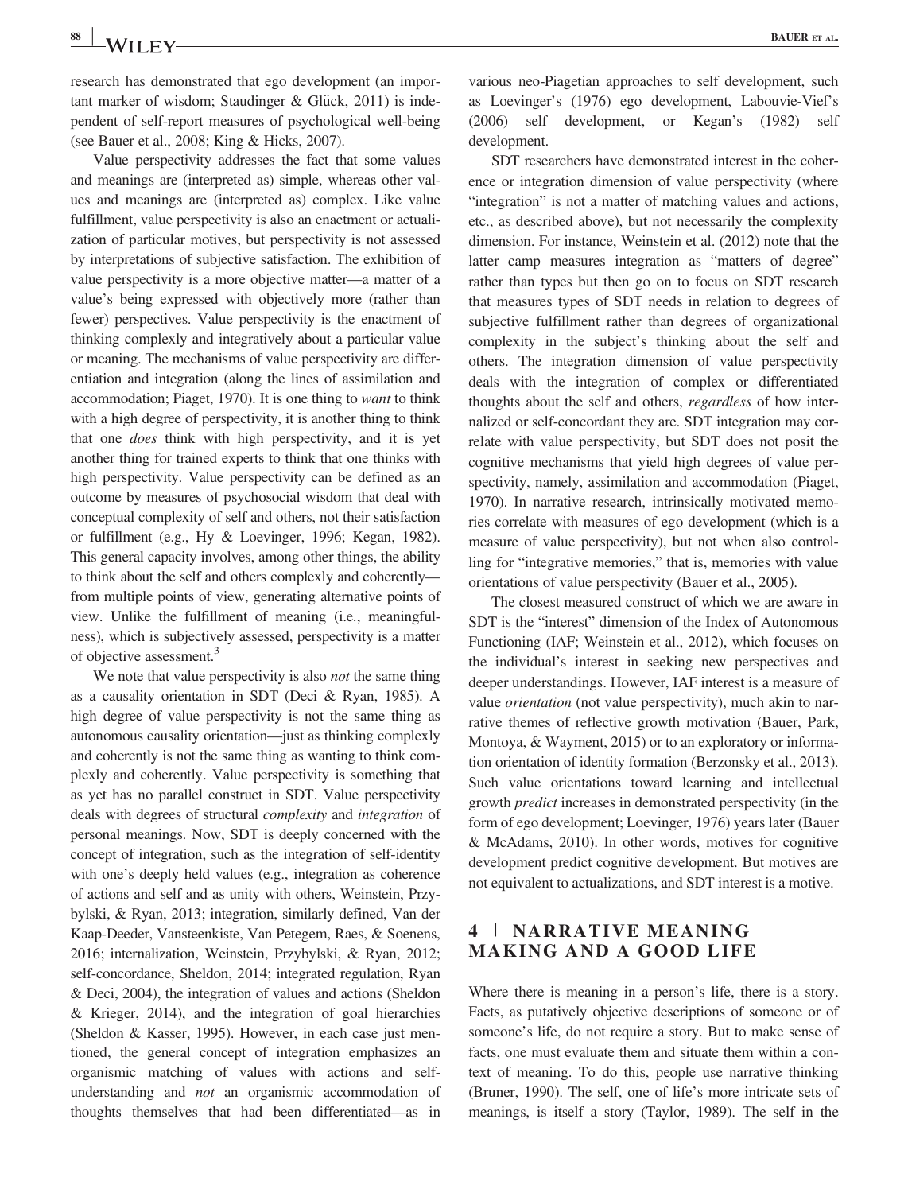research has demonstrated that ego development (an important marker of wisdom; Staudinger & Glück, 2011) is independent of self-report measures of psychological well-being (see Bauer et al., 2008; King & Hicks, 2007).

Value perspectivity addresses the fact that some values and meanings are (interpreted as) simple, whereas other values and meanings are (interpreted as) complex. Like value fulfillment, value perspectivity is also an enactment or actualization of particular motives, but perspectivity is not assessed by interpretations of subjective satisfaction. The exhibition of value perspectivity is a more objective matter—a matter of a value's being expressed with objectively more (rather than fewer) perspectives. Value perspectivity is the enactment of thinking complexly and integratively about a particular value or meaning. The mechanisms of value perspectivity are differentiation and integration (along the lines of assimilation and accommodation; Piaget, 1970). It is one thing to *want* to think with a high degree of perspectivity, it is another thing to think that one *does* think with high perspectivity, and it is yet another thing for trained experts to think that one thinks with high perspectivity. Value perspectivity can be defined as an outcome by measures of psychosocial wisdom that deal with conceptual complexity of self and others, not their satisfaction or fulfillment (e.g., Hy & Loevinger, 1996; Kegan, 1982). This general capacity involves, among other things, the ability to think about the self and others complexly and coherently—from multiple points of view, generating alternative points of view. Unlike the fulfillment of meaning (i.e., meaningfulness), which is subjectively assessed, perspectivity is a matter of objective assessment.[3]

We note that value perspectivity is also *not* the same thing as a causality orientation in SDT (Deci & Ryan, 1985). A high degree of value perspectivity is not the same thing as autonomous causality orientation—just as thinking complexly and coherently is not the same thing as wanting to think complexly and coherently. Value perspectivity is something that as yet has no parallel construct in SDT. Value perspectivity deals with degrees of structural *complexity* and *integration* of personal meanings. Now, SDT is deeply concerned with the concept of integration, such as the integration of self-identity with one's deeply held values (e.g., integration as coherence of actions and self and as unity with others, Weinstein, Przybylski, & Ryan, 2013; integration, similarly defined, Van der Kaap-Deeder, Vansteenkiste, Van Petegem, Raes, & Soenens, 2016; internalization, Weinstein, Przybylski, & Ryan, 2012; self-concordance, Sheldon, 2014; integrated regulation, Ryan & Deci, 2004), the integration of values and actions (Sheldon & Krieger, 2014), and the integration of goal hierarchies (Sheldon & Kasser, 1995). However, in each case just mentioned, the general concept of integration emphasizes an organismic matching of values with actions and self-understanding and *not* an organismic accommodation of thoughts themselves that had been differentiated—as in various neo-Piagetian approaches to self development, such as Loevinger's (1976) ego development, Labouvie-Vief's (2006) self development, or Kegan's (1982) self development.

SDT researchers have demonstrated interest in the coherence or integration dimension of value perspectivity (where "integration" is not a matter of matching values and actions, etc., as described above), but not necessarily the complexity dimension. For instance, Weinstein et al. (2012) note that the latter camp measures integration as "matters of degree" rather than types but then go on to focus on SDT research that measures types of SDT needs in relation to degrees of subjective fulfillment rather than degrees of organizational complexity in the subject's thinking about the self and others. The integration dimension of value perspectivity deals with the integration of complex or differentiated thoughts about the self and others, *regardless* of how internalized or self-concordant they are. SDT integration may correlate with value perspectivity, but SDT does not posit the cognitive mechanisms that yield high degrees of value perspectivity, namely, assimilation and accommodation (Piaget, 1970). In narrative research, intrinsically motivated memories correlate with measures of ego development (which is a measure of value perspectivity), but not when also controlling for "integrative memories," that is, memories with value orientations of value perspectivity (Bauer et al., 2005).

The closest measured construct of which we are aware in SDT is the "interest" dimension of the Index of Autonomous Functioning (IAF; Weinstein et al., 2012), which focuses on the individual's interest in seeking new perspectives and deeper understandings. However, IAF interest is a measure of value *orientation* (not value perspectivity), much akin to narrative themes of reflective growth motivation (Bauer, Park, Montoya, & Wayment, 2015) or to an exploratory or information orientation of identity formation (Berzonsky et al., 2013). Such value orientations toward learning and intellectual growth *predict* increases in demonstrated perspectivity (in the form of ego development; Loevinger, 1976) years later (Bauer & McAdams, 2010). In other words, motives for cognitive development predict cognitive development. But motives are not equivalent to actualizations, and SDT interest is a motive.

## 4 | NARRATIVE MEANING MAKING AND A GOOD LIFE

Where there is meaning in a person's life, there is a story. Facts, as putatively objective descriptions of someone or of someone's life, do not require a story. But to make sense of facts, one must evaluate them and situate them within a context of meaning. To do this, people use narrative thinking (Bruner, 1990). The self, one of life's more intricate sets of meanings, is itself a story (Taylor, 1989). The self in the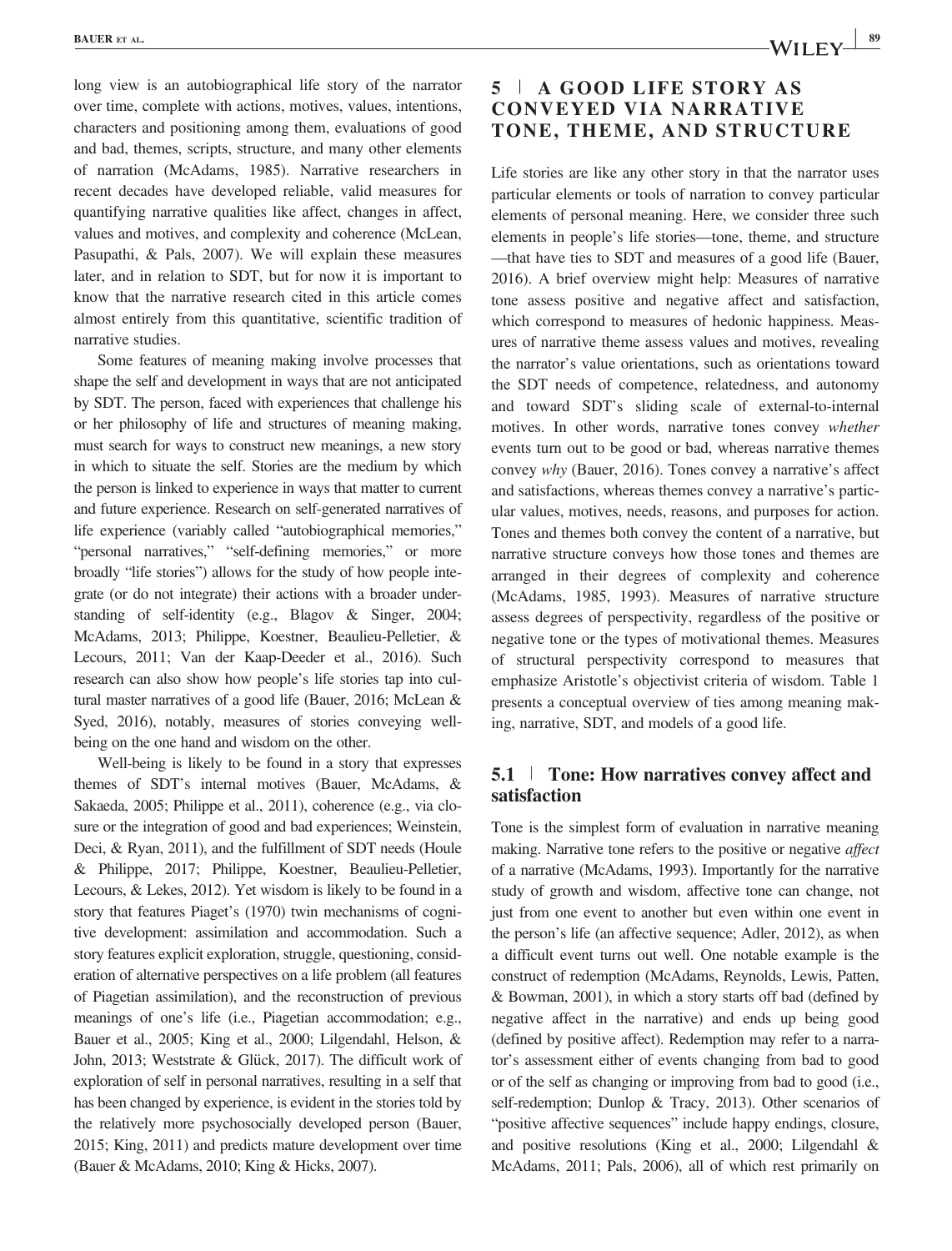long view is an autobiographical life story of the narrator over time, complete with actions, motives, values, intentions, characters and positioning among them, evaluations of good and bad, themes, scripts, structure, and many other elements of narration (McAdams, 1985). Narrative researchers in recent decades have developed reliable, valid measures for quantifying narrative qualities like affect, changes in affect, values and motives, and complexity and coherence (McLean, Pasupathi, & Pals, 2007). We will explain these measures later, and in relation to SDT, but for now it is important to know that the narrative research cited in this article comes almost entirely from this quantitative, scientific tradition of narrative studies.

Some features of meaning making involve processes that shape the self and development in ways that are not anticipated by SDT. The person, faced with experiences that challenge his or her philosophy of life and structures of meaning making, must search for ways to construct new meanings, a new story in which to situate the self. Stories are the medium by which the person is linked to experience in ways that matter to current and future experience. Research on self-generated narratives of life experience (variably called "autobiographical memories," "personal narratives," "self-defining memories," or more broadly "life stories") allows for the study of how people integrate (or do not integrate) their actions with a broader understanding of self-identity (e.g., Blagov & Singer, 2004; McAdams, 2013; Philippe, Koestner, Beaulieu-Pelletier, & Lecours, 2011; Van der Kaap-Deeder et al., 2016). Such research can also show how people's life stories tap into cultural master narratives of a good life (Bauer, 2016; McLean & Syed, 2016), notably, measures of stories conveying well-being on the one hand and wisdom on the other.

Well-being is likely to be found in a story that expresses themes of SDT's internal motives (Bauer, McAdams, & Sakaeda, 2005; Philippe et al., 2011), coherence (e.g., via closure or the integration of good and bad experiences; Weinstein, Deci, & Ryan, 2011), and the fulfillment of SDT needs (Houle & Philippe, 2017; Philippe, Koestner, Beaulieu-Pelletier, Lecours, & Lekes, 2012). Yet wisdom is likely to be found in a story that features Piaget's (1970) twin mechanisms of cognitive development: assimilation and accommodation. Such a story features explicit exploration, struggle, questioning, consideration of alternative perspectives on a life problem (all features of Piagetian assimilation), and the reconstruction of previous meanings of one's life (i.e., Piagetian accommodation; e.g., Bauer et al., 2005; King et al., 2000; Lilgendahl, Helson, & John, 2013; Weststrate & Glück, 2017). The difficult work of exploration of self in personal narratives, resulting in a self that has been changed by experience, is evident in the stories told by the relatively more psychosocially developed person (Bauer, 2015; King, 2011) and predicts mature development over time (Bauer & McAdams, 2010; King & Hicks, 2007).

## 5 | A GOOD LIFE STORY AS CONVEYED VIA NARRATIVE TONE, THEME, AND STRUCTURE

Life stories are like any other story in that the narrator uses particular elements or tools of narration to convey particular elements of personal meaning. Here, we consider three such elements in people's life stories—tone, theme, and structure—that have ties to SDT and measures of a good life (Bauer, 2016). A brief overview might help: Measures of narrative tone assess positive and negative affect and satisfaction, which correspond to measures of hedonic happiness. Measures of narrative theme assess values and motives, revealing the narrator's value orientations, such as orientations toward the SDT needs of competence, relatedness, and autonomy and toward SDT's sliding scale of external-to-internal motives. In other words, narrative tones convey *whether* events turn out to be good or bad, whereas narrative themes convey *why* (Bauer, 2016). Tones convey a narrative's affect and satisfactions, whereas themes convey a narrative's particular values, motives, needs, reasons, and purposes for action. Tones and themes both convey the content of a narrative, but narrative structure conveys how those tones and themes are arranged in their degrees of complexity and coherence (McAdams, 1985, 1993). Measures of narrative structure assess degrees of perspectivity, regardless of the positive or negative tone or the types of motivational themes. Measures of structural perspectivity correspond to measures that emphasize Aristotle's objectivist criteria of wisdom. Table 1 presents a conceptual overview of ties among meaning making, narrative, SDT, and models of a good life.

### 5.1 | Tone: How narratives convey affect and satisfaction

Tone is the simplest form of evaluation in narrative meaning making. Narrative tone refers to the positive or negative *affect* of a narrative (McAdams, 1993). Importantly for the narrative study of growth and wisdom, affective tone can change, not just from one event to another but even within one event in the person's life (an affective sequence; Adler, 2012), as when a difficult event turns out well. One notable example is the construct of redemption (McAdams, Reynolds, Lewis, Patten, & Bowman, 2001), in which a story starts off bad (defined by negative affect in the narrative) and ends up being good (defined by positive affect). Redemption may refer to a narrator's assessment either of events changing from bad to good or of the self as changing or improving from bad to good (i.e., self-redemption; Dunlop & Tracy, 2013). Other scenarios of "positive affective sequences" include happy endings, closure, and positive resolutions (King et al., 2000; Lilgendahl & McAdams, 2011; Pals, 2006), all of which rest primarily on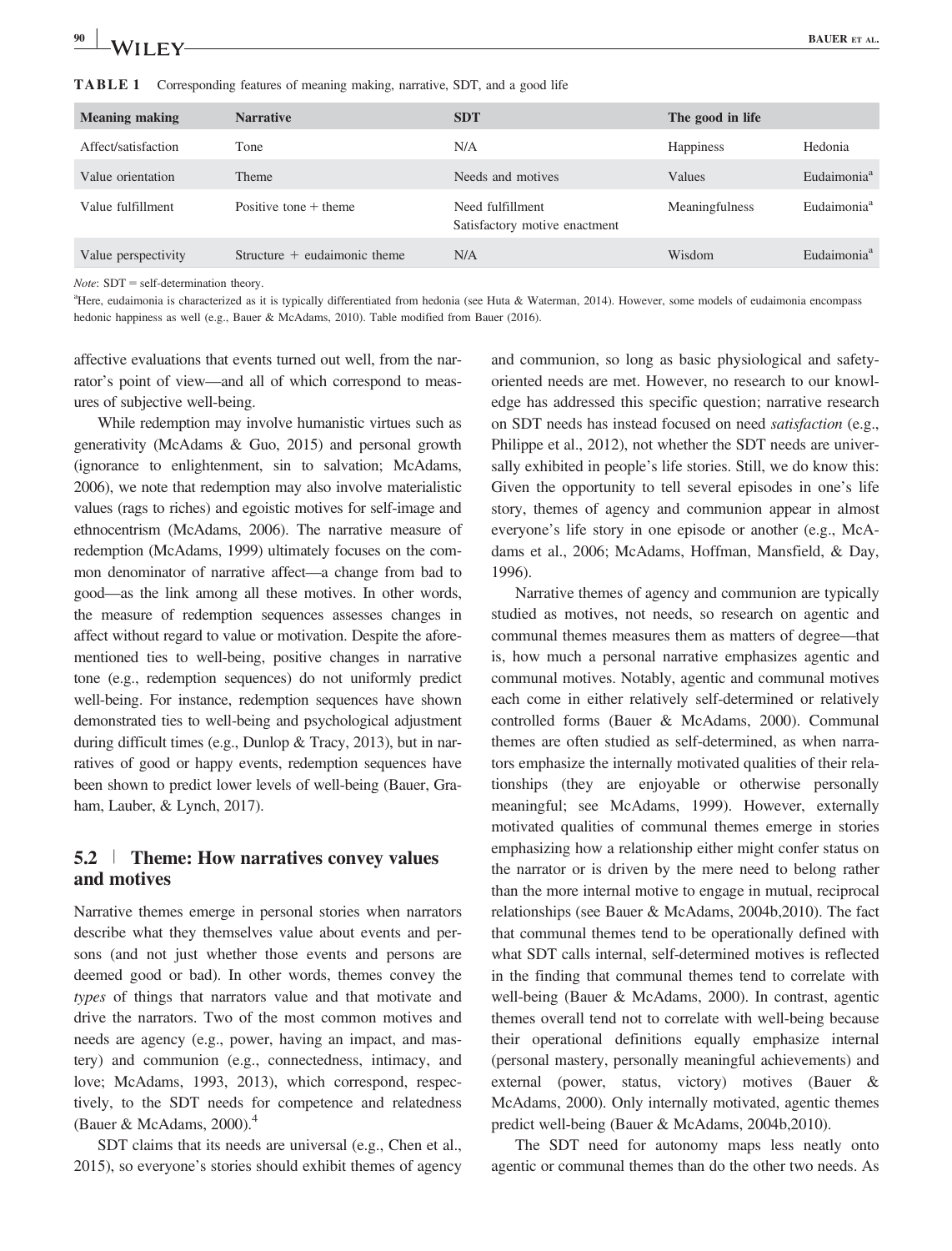**TABLE 1** Corresponding features of meaning making, narrative, SDT, and a good life

| Meaning making | Narrative | SDT | The good in life | |
|---|---|---|---|---|
| Affect/satisfaction | Tone | N/A | Happiness | Hedonia |
| Value orientation | Theme | Needs and motives | Values | Eudaimonia[a] |
| Value fulfillment | Positive tone + theme | Need fulfillment<br>Satisfactory motive enactment | Meaningfulness | Eudaimonia[a] |
| Value perspectivity | Structure + eudaimonic theme | N/A | Wisdom | Eudaimonia[a] |

*Note*: SDT = self-determination theory.

[a]Here, eudaimonia is characterized as it is typically differentiated from hedonia (see Huta & Waterman, 2014). However, some models of eudaimonia encompass hedonic happiness as well (e.g., Bauer & McAdams, 2010). Table modified from Bauer (2016).

affective evaluations that events turned out well, from the narrator's point of view—and all of which correspond to measures of subjective well-being.

While redemption may involve humanistic virtues such as generativity (McAdams & Guo, 2015) and personal growth (ignorance to enlightenment, sin to salvation; McAdams, 2006), we note that redemption may also involve materialistic values (rags to riches) and egoistic motives for self-image and ethnocentrism (McAdams, 2006). The narrative measure of redemption (McAdams, 1999) ultimately focuses on the common denominator of narrative affect—a change from bad to good—as the link among all these motives. In other words, the measure of redemption sequences assesses changes in affect without regard to value or motivation. Despite the aforementioned ties to well-being, positive changes in narrative tone (e.g., redemption sequences) do not uniformly predict well-being. For instance, redemption sequences have shown demonstrated ties to well-being and psychological adjustment during difficult times (e.g., Dunlop & Tracy, 2013), but in narratives of good or happy events, redemption sequences have been shown to predict lower levels of well-being (Bauer, Graham, Lauber, & Lynch, 2017).

## 5.2 | Theme: How narratives convey values and motives

Narrative themes emerge in personal stories when narrators describe what they themselves value about events and persons (and not just whether those events and persons are deemed good or bad). In other words, themes convey the *types* of things that narrators value and that motivate and drive the narrators. Two of the most common motives and needs are agency (e.g., power, having an impact, and mastery) and communion (e.g., connectedness, intimacy, and love; McAdams, 1993, 2013), which correspond, respectively, to the SDT needs for competence and relatedness (Bauer & McAdams, 2000).[4]

SDT claims that its needs are universal (e.g., Chen et al., 2015), so everyone's stories should exhibit themes of agency and communion, so long as basic physiological and safety-oriented needs are met. However, no research to our knowledge has addressed this specific question; narrative research on SDT needs has instead focused on need *satisfaction* (e.g., Philippe et al., 2012), not whether the SDT needs are universally exhibited in people's life stories. Still, we do know this: Given the opportunity to tell several episodes in one's life story, themes of agency and communion appear in almost everyone's life story in one episode or another (e.g., McAdams et al., 2006; McAdams, Hoffman, Mansfield, & Day, 1996).

Narrative themes of agency and communion are typically studied as motives, not needs, so research on agentic and communal themes measures them as matters of degree—that is, how much a personal narrative emphasizes agentic and communal motives. Notably, agentic and communal motives each come in either relatively self-determined or relatively controlled forms (Bauer & McAdams, 2000). Communal themes are often studied as self-determined, as when narrators emphasize the internally motivated qualities of their relationships (they are enjoyable or otherwise personally meaningful; see McAdams, 1999). However, externally motivated qualities of communal themes emerge in stories emphasizing how a relationship either might confer status on the narrator or is driven by the mere need to belong rather than the more internal motive to engage in mutual, reciprocal relationships (see Bauer & McAdams, 2004b,2010). The fact that communal themes tend to be operationally defined with what SDT calls internal, self-determined motives is reflected in the finding that communal themes tend to correlate with well-being (Bauer & McAdams, 2000). In contrast, agentic themes overall tend not to correlate with well-being because their operational definitions equally emphasize internal (personal mastery, personally meaningful achievements) and external (power, status, victory) motives (Bauer & McAdams, 2000). Only internally motivated, agentic themes predict well-being (Bauer & McAdams, 2004b,2010).

The SDT need for autonomy maps less neatly onto agentic or communal themes than do the other two needs. As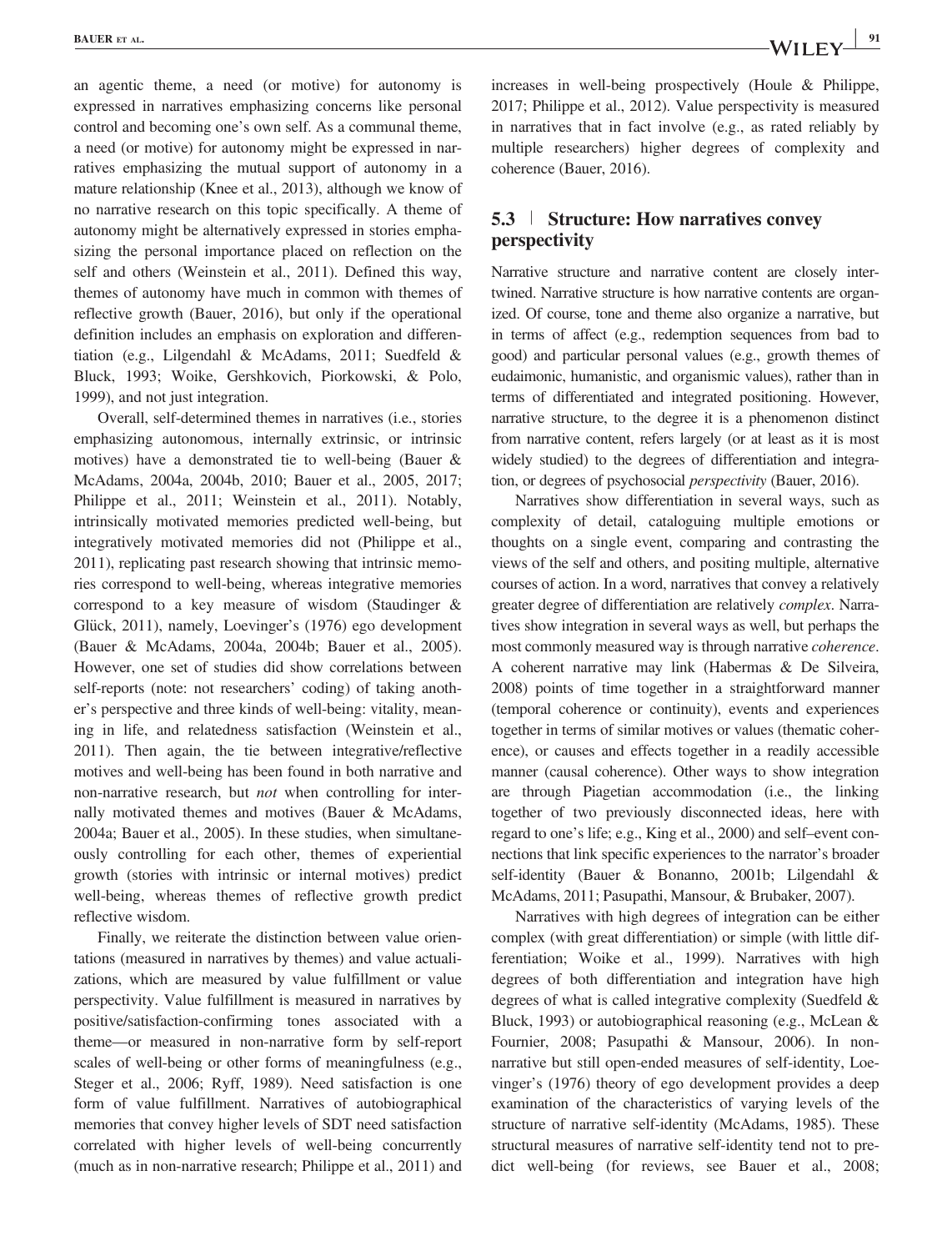an agentic theme, a need (or motive) for autonomy is expressed in narratives emphasizing concerns like personal control and becoming one's own self. As a communal theme, a need (or motive) for autonomy might be expressed in narratives emphasizing the mutual support of autonomy in a mature relationship (Knee et al., 2013), although we know of no narrative research on this topic specifically. A theme of autonomy might be alternatively expressed in stories emphasizing the personal importance placed on reflection on the self and others (Weinstein et al., 2011). Defined this way, themes of autonomy have much in common with themes of reflective growth (Bauer, 2016), but only if the operational definition includes an emphasis on exploration and differentiation (e.g., Lilgendahl & McAdams, 2011; Suedfeld & Bluck, 1993; Woike, Gershkovich, Piorkowski, & Polo, 1999), and not just integration.

Overall, self-determined themes in narratives (i.e., stories emphasizing autonomous, internally extrinsic, or intrinsic motives) have a demonstrated tie to well-being (Bauer & McAdams, 2004a, 2004b, 2010; Bauer et al., 2005, 2017; Philippe et al., 2011; Weinstein et al., 2011). Notably, intrinsically motivated memories predicted well-being, but integratively motivated memories did not (Philippe et al., 2011), replicating past research showing that intrinsic memories correspond to well-being, whereas integrative memories correspond to a key measure of wisdom (Staudinger & Glück, 2011), namely, Loevinger's (1976) ego development (Bauer & McAdams, 2004a, 2004b; Bauer et al., 2005). However, one set of studies did show correlations between self-reports (note: not researchers' coding) of taking another's perspective and three kinds of well-being: vitality, meaning in life, and relatedness satisfaction (Weinstein et al., 2011). Then again, the tie between integrative/reflective motives and well-being has been found in both narrative and non-narrative research, but *not* when controlling for internally motivated themes and motives (Bauer & McAdams, 2004a; Bauer et al., 2005). In these studies, when simultaneously controlling for each other, themes of experiential growth (stories with intrinsic or internal motives) predict well-being, whereas themes of reflective growth predict reflective wisdom.

Finally, we reiterate the distinction between value orientations (measured in narratives by themes) and value actualizations, which are measured by value fulfillment or value perspectivity. Value fulfillment is measured in narratives by positive/satisfaction-confirming tones associated with a theme—or measured in non-narrative form by self-report scales of well-being or other forms of meaningfulness (e.g., Steger et al., 2006; Ryff, 1989). Need satisfaction is one form of value fulfillment. Narratives of autobiographical memories that convey higher levels of SDT need satisfaction correlated with higher levels of well-being concurrently (much as in non-narrative research; Philippe et al., 2011) and increases in well-being prospectively (Houle & Philippe, 2017; Philippe et al., 2012). Value perspectivity is measured in narratives that in fact involve (e.g., as rated reliably by multiple researchers) higher degrees of complexity and coherence (Bauer, 2016).

## 5.3 | Structure: How narratives convey perspectivity

Narrative structure and narrative content are closely intertwined. Narrative structure is how narrative contents are organized. Of course, tone and theme also organize a narrative, but in terms of affect (e.g., redemption sequences from bad to good) and particular personal values (e.g., growth themes of eudaimonic, humanistic, and organismic values), rather than in terms of differentiated and integrated positioning. However, narrative structure, to the degree it is a phenomenon distinct from narrative content, refers largely (or at least as it is most widely studied) to the degrees of differentiation and integration, or degrees of psychosocial *perspectivity* (Bauer, 2016).

Narratives show differentiation in several ways, such as complexity of detail, cataloguing multiple emotions or thoughts on a single event, comparing and contrasting the views of the self and others, and positing multiple, alternative courses of action. In a word, narratives that convey a relatively greater degree of differentiation are relatively *complex*. Narratives show integration in several ways as well, but perhaps the most commonly measured way is through narrative *coherence*. A coherent narrative may link (Habermas & De Silveira, 2008) points of time together in a straightforward manner (temporal coherence or continuity), events and experiences together in terms of similar motives or values (thematic coherence), or causes and effects together in a readily accessible manner (causal coherence). Other ways to show integration are through Piagetian accommodation (i.e., the linking together of two previously disconnected ideas, here with regard to one's life; e.g., King et al., 2000) and self–event connections that link specific experiences to the narrator's broader self-identity (Bauer & Bonanno, 2001b; Lilgendahl & McAdams, 2011; Pasupathi, Mansour, & Brubaker, 2007).

Narratives with high degrees of integration can be either complex (with great differentiation) or simple (with little differentiation; Woike et al., 1999). Narratives with high degrees of both differentiation and integration have high degrees of what is called integrative complexity (Suedfeld & Bluck, 1993) or autobiographical reasoning (e.g., McLean & Fournier, 2008; Pasupathi & Mansour, 2006). In non-narrative but still open-ended measures of self-identity, Loevinger's (1976) theory of ego development provides a deep examination of the characteristics of varying levels of the structure of narrative self-identity (McAdams, 1985). These structural measures of narrative self-identity tend not to predict well-being (for reviews, see Bauer et al., 2008;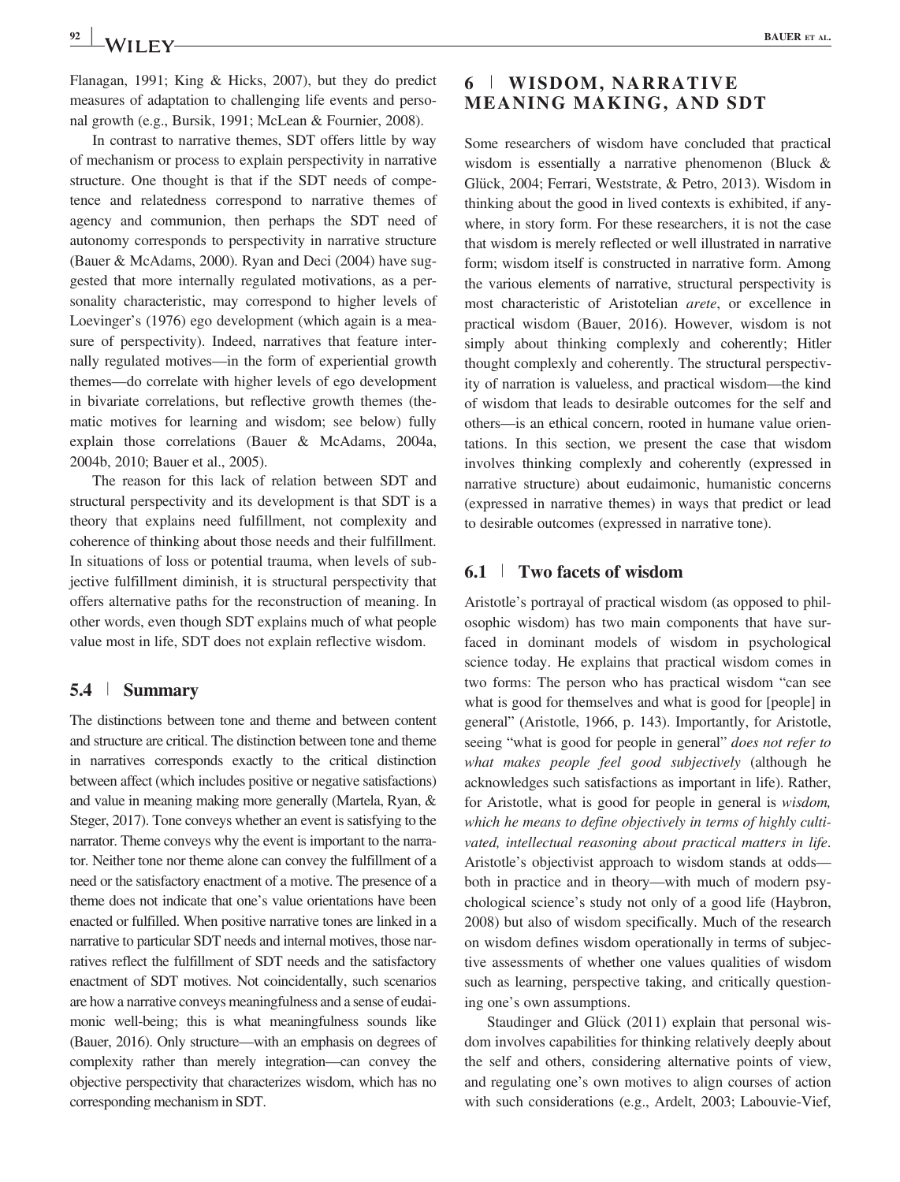Flanagan, 1991; King & Hicks, 2007), but they do predict measures of adaptation to challenging life events and personal growth (e.g., Bursik, 1991; McLean & Fournier, 2008).

In contrast to narrative themes, SDT offers little by way of mechanism or process to explain perspectivity in narrative structure. One thought is that if the SDT needs of competence and relatedness correspond to narrative themes of agency and communion, then perhaps the SDT need of autonomy corresponds to perspectivity in narrative structure (Bauer & McAdams, 2000). Ryan and Deci (2004) have suggested that more internally regulated motivations, as a personality characteristic, may correspond to higher levels of Loevinger's (1976) ego development (which again is a measure of perspectivity). Indeed, narratives that feature internally regulated motives—in the form of experiential growth themes—do correlate with higher levels of ego development in bivariate correlations, but reflective growth themes (thematic motives for learning and wisdom; see below) fully explain those correlations (Bauer & McAdams, 2004a, 2004b, 2010; Bauer et al., 2005).

The reason for this lack of relation between SDT and structural perspectivity and its development is that SDT is a theory that explains need fulfillment, not complexity and coherence of thinking about those needs and their fulfillment. In situations of loss or potential trauma, when levels of subjective fulfillment diminish, it is structural perspectivity that offers alternative paths for the reconstruction of meaning. In other words, even though SDT explains much of what people value most in life, SDT does not explain reflective wisdom.

### 5.4 | Summary

The distinctions between tone and theme and between content and structure are critical. The distinction between tone and theme in narratives corresponds exactly to the critical distinction between affect (which includes positive or negative satisfactions) and value in meaning making more generally (Martela, Ryan, & Steger, 2017). Tone conveys whether an event is satisfying to the narrator. Theme conveys why the event is important to the narrator. Neither tone nor theme alone can convey the fulfillment of a need or the satisfactory enactment of a motive. The presence of a theme does not indicate that one's value orientations have been enacted or fulfilled. When positive narrative tones are linked in a narrative to particular SDT needs and internal motives, those narratives reflect the fulfillment of SDT needs and the satisfactory enactment of SDT motives. Not coincidentally, such scenarios are how a narrative conveys meaningfulness and a sense of eudaimonic well-being; this is what meaningfulness sounds like (Bauer, 2016). Only structure—with an emphasis on degrees of complexity rather than merely integration—can convey the objective perspectivity that characterizes wisdom, which has no corresponding mechanism in SDT.

## 6 | WISDOM, NARRATIVE MEANING MAKING, AND SDT

Some researchers of wisdom have concluded that practical wisdom is essentially a narrative phenomenon (Bluck & Glück, 2004; Ferrari, Weststrate, & Petro, 2013). Wisdom in thinking about the good in lived contexts is exhibited, if anywhere, in story form. For these researchers, it is not the case that wisdom is merely reflected or well illustrated in narrative form; wisdom itself is constructed in narrative form. Among the various elements of narrative, structural perspectivity is most characteristic of Aristotelian *arete*, or excellence in practical wisdom (Bauer, 2016). However, wisdom is not simply about thinking complexly and coherently; Hitler thought complexly and coherently. The structural perspectivity of narration is valueless, and practical wisdom—the kind of wisdom that leads to desirable outcomes for the self and others—is an ethical concern, rooted in humane value orientations. In this section, we present the case that wisdom involves thinking complexly and coherently (expressed in narrative structure) about eudaimonic, humanistic concerns (expressed in narrative themes) in ways that predict or lead to desirable outcomes (expressed in narrative tone).

### 6.1 | Two facets of wisdom

Aristotle's portrayal of practical wisdom (as opposed to philosophic wisdom) has two main components that have surfaced in dominant models of wisdom in psychological science today. He explains that practical wisdom comes in two forms: The person who has practical wisdom "can see what is good for themselves and what is good for [people] in general" (Aristotle, 1966, p. 143). Importantly, for Aristotle, seeing "what is good for people in general" *does not refer to what makes people feel good subjectively* (although he acknowledges such satisfactions as important in life). Rather, for Aristotle, what is good for people in general is *wisdom, which he means to define objectively in terms of highly cultivated, intellectual reasoning about practical matters in life*. Aristotle's objectivist approach to wisdom stands at odds—both in practice and in theory—with much of modern psychological science's study not only of a good life (Haybron, 2008) but also of wisdom specifically. Much of the research on wisdom defines wisdom operationally in terms of subjective assessments of whether one values qualities of wisdom such as learning, perspective taking, and critically questioning one's own assumptions.

Staudinger and Glück (2011) explain that personal wisdom involves capabilities for thinking relatively deeply about the self and others, considering alternative points of view, and regulating one's own motives to align courses of action with such considerations (e.g., Ardelt, 2003; Labouvie-Vief,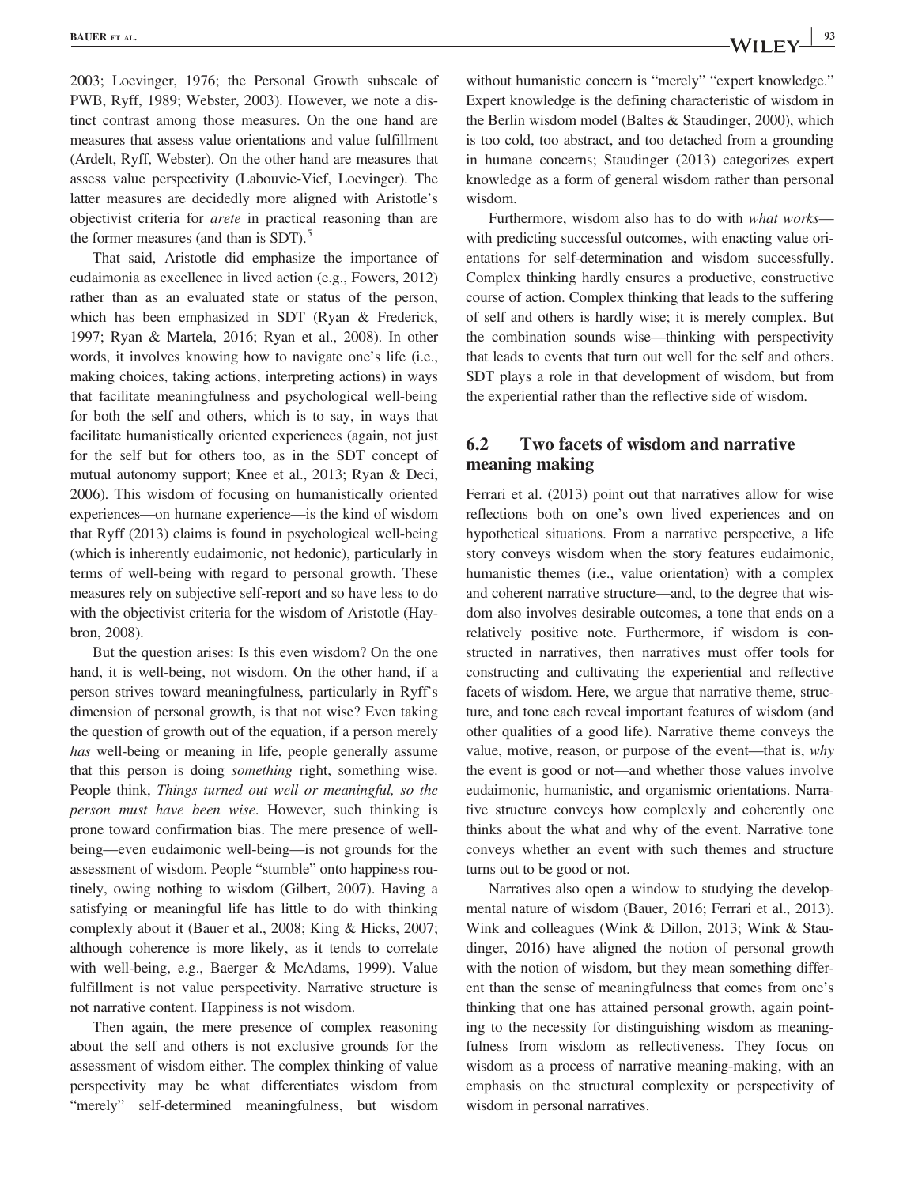2003; Loevinger, 1976; the Personal Growth subscale of PWB, Ryff, 1989; Webster, 2003). However, we note a distinct contrast among those measures. On the one hand are measures that assess value orientations and value fulfillment (Ardelt, Ryff, Webster). On the other hand are measures that assess value perspectivity (Labouvie-Vief, Loevinger). The latter measures are decidedly more aligned with Aristotle's objectivist criteria for *arete* in practical reasoning than are the former measures (and than is SDT).[5]

That said, Aristotle did emphasize the importance of eudaimonia as excellence in lived action (e.g., Fowers, 2012) rather than as an evaluated state or status of the person, which has been emphasized in SDT (Ryan & Frederick, 1997; Ryan & Martela, 2016; Ryan et al., 2008). In other words, it involves knowing how to navigate one's life (i.e., making choices, taking actions, interpreting actions) in ways that facilitate meaningfulness and psychological well-being for both the self and others, which is to say, in ways that facilitate humanistically oriented experiences (again, not just for the self but for others too, as in the SDT concept of mutual autonomy support; Knee et al., 2013; Ryan & Deci, 2006). This wisdom of focusing on humanistically oriented experiences—on humane experience—is the kind of wisdom that Ryff (2013) claims is found in psychological well-being (which is inherently eudaimonic, not hedonic), particularly in terms of well-being with regard to personal growth. These measures rely on subjective self-report and so have less to do with the objectivist criteria for the wisdom of Aristotle (Haybron, 2008).

But the question arises: Is this even wisdom? On the one hand, it is well-being, not wisdom. On the other hand, if a person strives toward meaningfulness, particularly in Ryff's dimension of personal growth, is that not wise? Even taking the question of growth out of the equation, if a person merely *has* well-being or meaning in life, people generally assume that this person is doing *something* right, something wise. People think, *Things turned out well or meaningful, so the person must have been wise*. However, such thinking is prone toward confirmation bias. The mere presence of well-being—even eudaimonic well-being—is not grounds for the assessment of wisdom. People "stumble" onto happiness routinely, owing nothing to wisdom (Gilbert, 2007). Having a satisfying or meaningful life has little to do with thinking complexly about it (Bauer et al., 2008; King & Hicks, 2007; although coherence is more likely, as it tends to correlate with well-being, e.g., Baerger & McAdams, 1999). Value fulfillment is not value perspectivity. Narrative structure is not narrative content. Happiness is not wisdom.

Then again, the mere presence of complex reasoning about the self and others is not exclusive grounds for the assessment of wisdom either. The complex thinking of value perspectivity may be what differentiates wisdom from "merely" self-determined meaningfulness, but wisdom without humanistic concern is "merely" "expert knowledge." Expert knowledge is the defining characteristic of wisdom in the Berlin wisdom model (Baltes & Staudinger, 2000), which is too cold, too abstract, and too detached from a grounding in humane concerns; Staudinger (2013) categorizes expert knowledge as a form of general wisdom rather than personal wisdom.

Furthermore, wisdom also has to do with *what works*—with predicting successful outcomes, with enacting value orientations for self-determination and wisdom successfully. Complex thinking hardly ensures a productive, constructive course of action. Complex thinking that leads to the suffering of self and others is hardly wise; it is merely complex. But the combination sounds wise—thinking with perspectivity that leads to events that turn out well for the self and others. SDT plays a role in that development of wisdom, but from the experiential rather than the reflective side of wisdom.

## 6.2 | Two facets of wisdom and narrative meaning making

Ferrari et al. (2013) point out that narratives allow for wise reflections both on one's own lived experiences and on hypothetical situations. From a narrative perspective, a life story conveys wisdom when the story features eudaimonic, humanistic themes (i.e., value orientation) with a complex and coherent narrative structure—and, to the degree that wisdom also involves desirable outcomes, a tone that ends on a relatively positive note. Furthermore, if wisdom is constructed in narratives, then narratives must offer tools for constructing and cultivating the experiential and reflective facets of wisdom. Here, we argue that narrative theme, structure, and tone each reveal important features of wisdom (and other qualities of a good life). Narrative theme conveys the value, motive, reason, or purpose of the event—that is, *why* the event is good or not—and whether those values involve eudaimonic, humanistic, and organismic orientations. Narrative structure conveys how complexly and coherently one thinks about the what and why of the event. Narrative tone conveys whether an event with such themes and structure turns out to be good or not.

Narratives also open a window to studying the developmental nature of wisdom (Bauer, 2016; Ferrari et al., 2013). Wink and colleagues (Wink & Dillon, 2013; Wink & Staudinger, 2016) have aligned the notion of personal growth with the notion of wisdom, but they mean something different than the sense of meaningfulness that comes from one's thinking that one has attained personal growth, again pointing to the necessity for distinguishing wisdom as meaningfulness from wisdom as reflectiveness. They focus on wisdom as a process of narrative meaning-making, with an emphasis on the structural complexity or perspectivity of wisdom in personal narratives.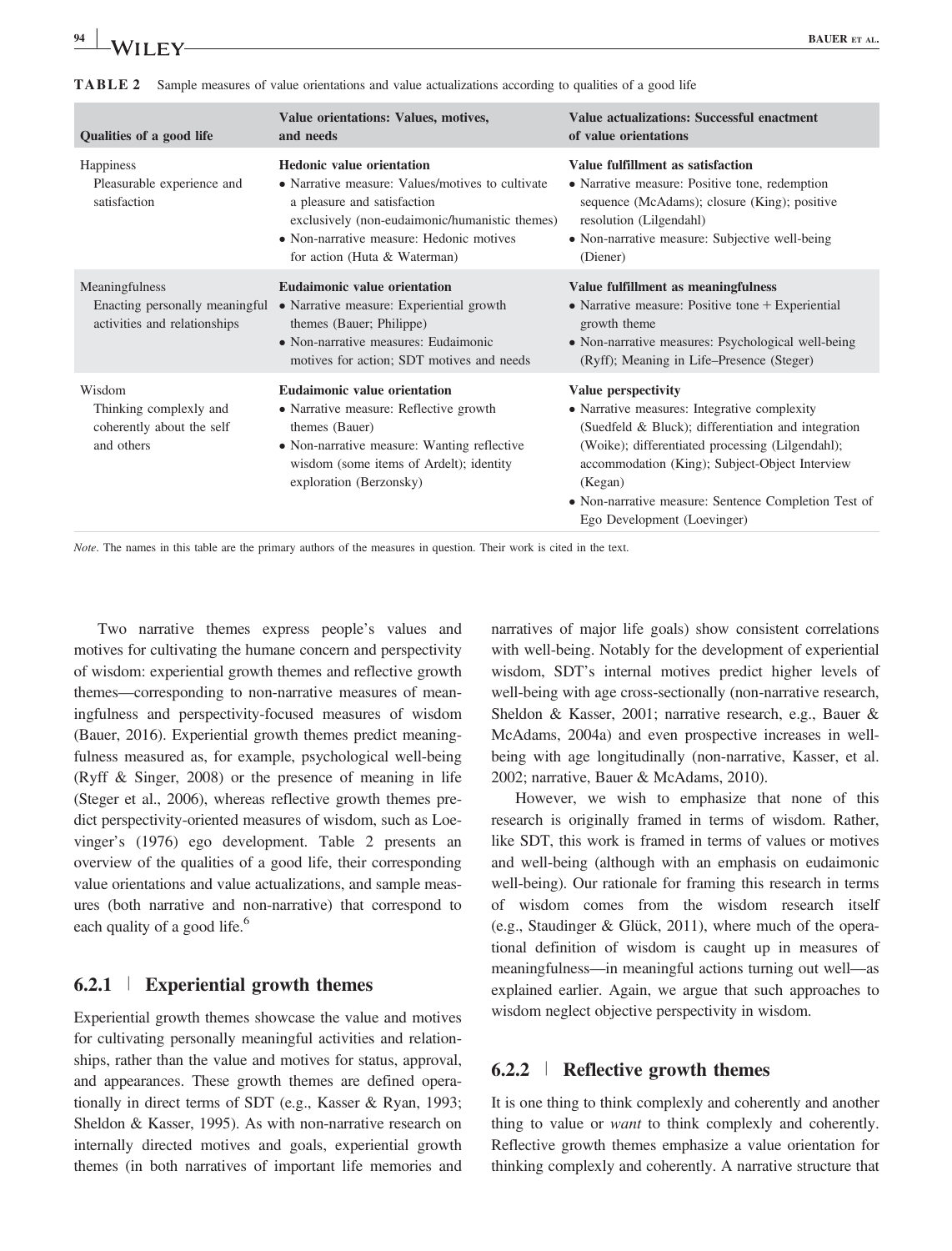**TABLE 2** Sample measures of value orientations and value actualizations according to qualities of a good life

| Qualities of a good life | Value orientations: Values, motives, and needs | Value actualizations: Successful enactment of value orientations |
|---|---|---|
| Happiness<br>Pleasurable experience and satisfaction | **Hedonic value orientation**<br>• Narrative measure: Values/motives to cultivate a pleasure and satisfaction exclusively (non-eudaimonic/humanistic themes)<br>• Non-narrative measure: Hedonic motives for action (Huta & Waterman) | **Value fulfillment as satisfaction**<br>• Narrative measure: Positive tone, redemption sequence (McAdams); closure (King); positive resolution (Lilgendahl)<br>• Non-narrative measure: Subjective well-being (Diener) |
| Meaningfulness<br>Enacting personally meaningful activities and relationships | **Eudaimonic value orientation**<br>• Narrative measure: Experiential growth themes (Bauer; Philippe)<br>• Non-narrative measures: Eudaimonic motives for action; SDT motives and needs | **Value fulfillment as meaningfulness**<br>• Narrative measure: Positive tone + Experiential growth theme<br>• Non-narrative measures: Psychological well-being (Ryff); Meaning in Life–Presence (Steger) |
| Wisdom<br>Thinking complexly and coherently about the self and others | **Eudaimonic value orientation**<br>• Narrative measure: Reflective growth themes (Bauer)<br>• Non-narrative measure: Wanting reflective wisdom (some items of Ardelt); identity exploration (Berzonsky) | **Value perspectivity**<br>• Narrative measures: Integrative complexity (Suedfeld & Bluck); differentiation and integration (Woike); differentiated processing (Lilgendahl); accommodation (King); Subject-Object Interview (Kegan)<br>• Non-narrative measure: Sentence Completion Test of Ego Development (Loevinger) |

*Note*. The names in this table are the primary authors of the measures in question. Their work is cited in the text.

Two narrative themes express people's values and motives for cultivating the humane concern and perspectivity of wisdom: experiential growth themes and reflective growth themes—corresponding to non-narrative measures of meaningfulness and perspectivity-focused measures of wisdom (Bauer, 2016). Experiential growth themes predict meaningfulness measured as, for example, psychological well-being (Ryff & Singer, 2008) or the presence of meaning in life (Steger et al., 2006), whereas reflective growth themes predict perspectivity-oriented measures of wisdom, such as Loevinger's (1976) ego development. Table 2 presents an overview of the qualities of a good life, their corresponding value orientations and value actualizations, and sample measures (both narrative and non-narrative) that correspond to each quality of a good life.[6]

### 6.2.1 | Experiential growth themes

Experiential growth themes showcase the value and motives for cultivating personally meaningful activities and relationships, rather than the value and motives for status, approval, and appearances. These growth themes are defined operationally in direct terms of SDT (e.g., Kasser & Ryan, 1993; Sheldon & Kasser, 1995). As with non-narrative research on internally directed motives and goals, experiential growth themes (in both narratives of important life memories and narratives of major life goals) show consistent correlations with well-being. Notably for the development of experiential wisdom, SDT's internal motives predict higher levels of well-being with age cross-sectionally (non-narrative research, Sheldon & Kasser, 2001; narrative research, e.g., Bauer & McAdams, 2004a) and even prospective increases in well-being with age longitudinally (non-narrative, Kasser, et al. 2002; narrative, Bauer & McAdams, 2010).

However, we wish to emphasize that none of this research is originally framed in terms of wisdom. Rather, like SDT, this work is framed in terms of values or motives and well-being (although with an emphasis on eudaimonic well-being). Our rationale for framing this research in terms of wisdom comes from the wisdom research itself (e.g., Staudinger & Glück, 2011), where much of the operational definition of wisdom is caught up in measures of meaningfulness—in meaningful actions turning out well—as explained earlier. Again, we argue that such approaches to wisdom neglect objective perspectivity in wisdom.

### 6.2.2 | Reflective growth themes

It is one thing to think complexly and coherently and another thing to value or *want* to think complexly and coherently. Reflective growth themes emphasize a value orientation for thinking complexly and coherently. A narrative structure that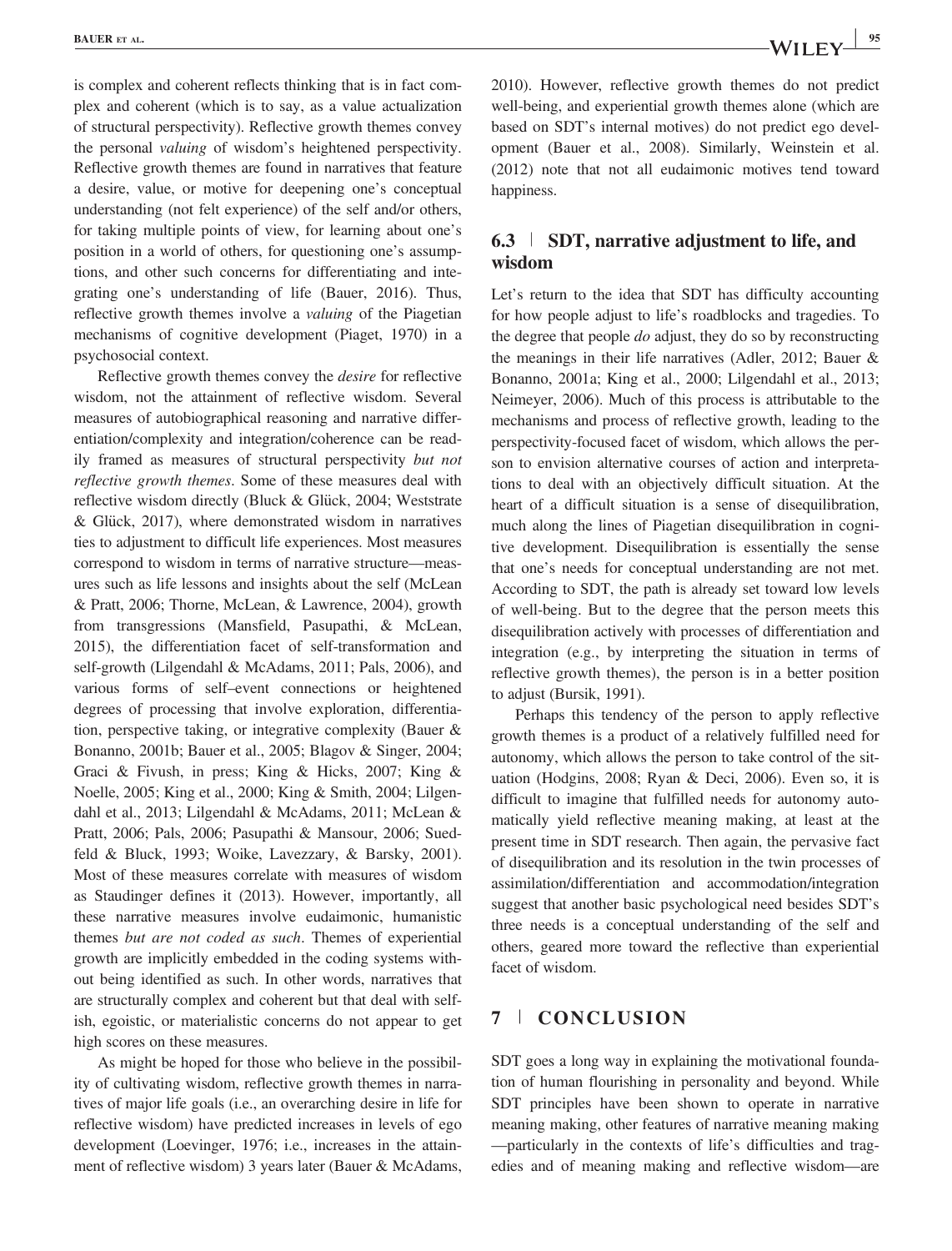is complex and coherent reflects thinking that is in fact complex and coherent (which is to say, as a value actualization of structural perspectivity). Reflective growth themes convey the personal *valuing* of wisdom's heightened perspectivity. Reflective growth themes are found in narratives that feature a desire, value, or motive for deepening one's conceptual understanding (not felt experience) of the self and/or others, for taking multiple points of view, for learning about one's position in a world of others, for questioning one's assumptions, and other such concerns for differentiating and integrating one's understanding of life (Bauer, 2016). Thus, reflective growth themes involve a *valuing* of the Piagetian mechanisms of cognitive development (Piaget, 1970) in a psychosocial context.

Reflective growth themes convey the *desire* for reflective wisdom, not the attainment of reflective wisdom. Several measures of autobiographical reasoning and narrative differentiation/complexity and integration/coherence can be readily framed as measures of structural perspectivity *but not reflective growth themes*. Some of these measures deal with reflective wisdom directly (Bluck & Glück, 2004; Weststrate & Glück, 2017), where demonstrated wisdom in narratives ties to adjustment to difficult life experiences. Most measures correspond to wisdom in terms of narrative structure—measures such as life lessons and insights about the self (McLean & Pratt, 2006; Thorne, McLean, & Lawrence, 2004), growth from transgressions (Mansfield, Pasupathi, & McLean, 2015), the differentiation facet of self-transformation and self-growth (Lilgendahl & McAdams, 2011; Pals, 2006), and various forms of self–event connections or heightened degrees of processing that involve exploration, differentiation, perspective taking, or integrative complexity (Bauer & Bonanno, 2001b; Bauer et al., 2005; Blagov & Singer, 2004; Graci & Fivush, in press; King & Hicks, 2007; King & Noelle, 2005; King et al., 2000; King & Smith, 2004; Lilgendahl et al., 2013; Lilgendahl & McAdams, 2011; McLean & Pratt, 2006; Pals, 2006; Pasupathi & Mansour, 2006; Suedfeld & Bluck, 1993; Woike, Lavezzary, & Barsky, 2001). Most of these measures correlate with measures of wisdom as Staudinger defines it (2013). However, importantly, all these narrative measures involve eudaimonic, humanistic themes *but are not coded as such*. Themes of experiential growth are implicitly embedded in the coding systems without being identified as such. In other words, narratives that are structurally complex and coherent but that deal with selfish, egoistic, or materialistic concerns do not appear to get high scores on these measures.

As might be hoped for those who believe in the possibility of cultivating wisdom, reflective growth themes in narratives of major life goals (i.e., an overarching desire in life for reflective wisdom) have predicted increases in levels of ego development (Loevinger, 1976; i.e., increases in the attainment of reflective wisdom) 3 years later (Bauer & McAdams, 2010). However, reflective growth themes do not predict well-being, and experiential growth themes alone (which are based on SDT's internal motives) do not predict ego development (Bauer et al., 2008). Similarly, Weinstein et al. (2012) note that not all eudaimonic motives tend toward happiness.

### 6.3 | SDT, narrative adjustment to life, and wisdom

Let's return to the idea that SDT has difficulty accounting for how people adjust to life's roadblocks and tragedies. To the degree that people *do* adjust, they do so by reconstructing the meanings in their life narratives (Adler, 2012; Bauer & Bonanno, 2001a; King et al., 2000; Lilgendahl et al., 2013; Neimeyer, 2006). Much of this process is attributable to the mechanisms and process of reflective growth, leading to the perspectivity-focused facet of wisdom, which allows the person to envision alternative courses of action and interpretations to deal with an objectively difficult situation. At the heart of a difficult situation is a sense of disequilibration, much along the lines of Piagetian disequilibration in cognitive development. Disequilibration is essentially the sense that one's needs for conceptual understanding are not met. According to SDT, the path is already set toward low levels of well-being. But to the degree that the person meets this disequilibration actively with processes of differentiation and integration (e.g., by interpreting the situation in terms of reflective growth themes), the person is in a better position to adjust (Bursik, 1991).

Perhaps this tendency of the person to apply reflective growth themes is a product of a relatively fulfilled need for autonomy, which allows the person to take control of the situation (Hodgins, 2008; Ryan & Deci, 2006). Even so, it is difficult to imagine that fulfilled needs for autonomy automatically yield reflective meaning making, at least at the present time in SDT research. Then again, the pervasive fact of disequilibration and its resolution in the twin processes of assimilation/differentiation and accommodation/integration suggest that another basic psychological need besides SDT's three needs is a conceptual understanding of the self and others, geared more toward the reflective than experiential facet of wisdom.

## 7 | CONCLUSION

SDT goes a long way in explaining the motivational foundation of human flourishing in personality and beyond. While SDT principles have been shown to operate in narrative meaning making, other features of narrative meaning making—particularly in the contexts of life's difficulties and tragedies and of meaning making and reflective wisdom—are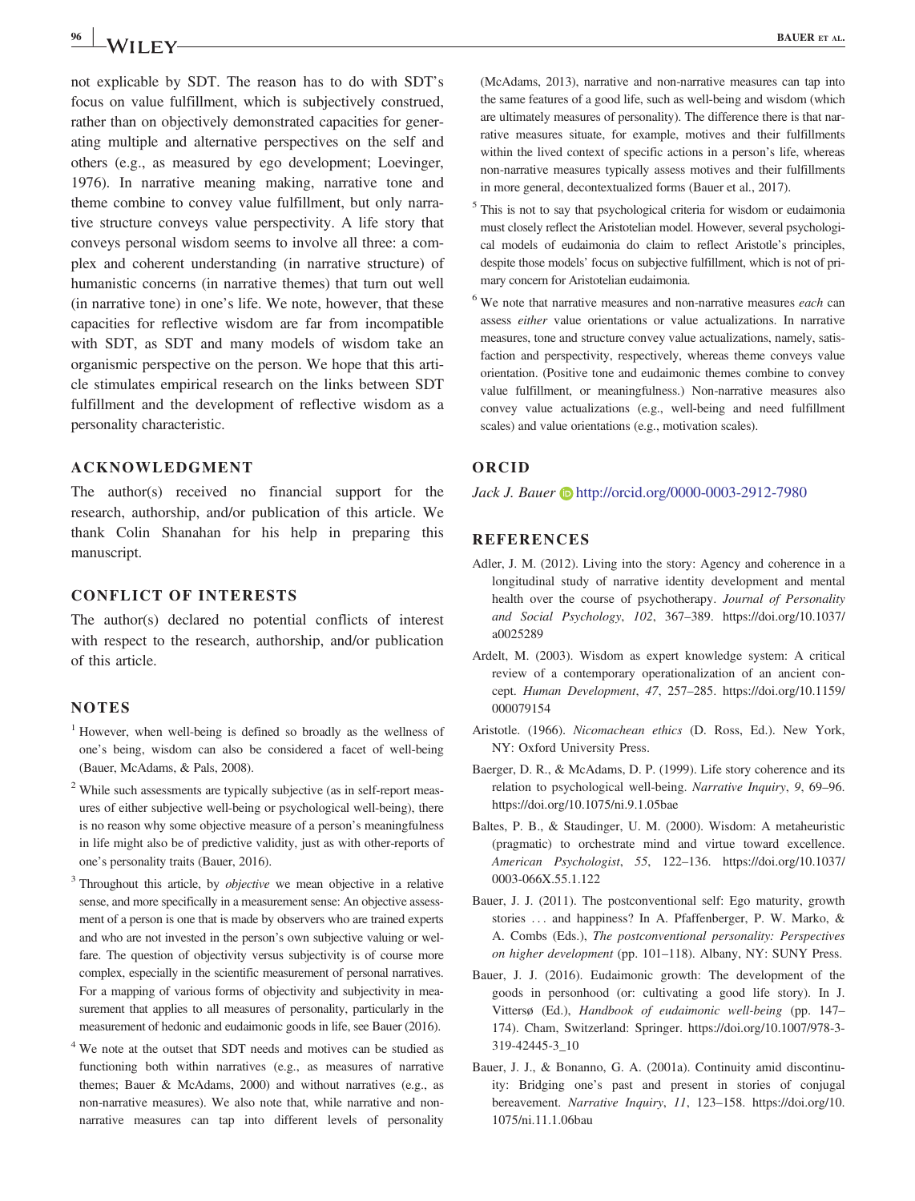not explicable by SDT. The reason has to do with SDT's focus on value fulfillment, which is subjectively construed, rather than on objectively demonstrated capacities for generating multiple and alternative perspectives on the self and others (e.g., as measured by ego development; Loevinger, 1976). In narrative meaning making, narrative tone and theme combine to convey value fulfillment, but only narrative structure conveys value perspectivity. A life story that conveys personal wisdom seems to involve all three: a complex and coherent understanding (in narrative structure) of humanistic concerns (in narrative themes) that turn out well (in narrative tone) in one's life. We note, however, that these capacities for reflective wisdom are far from incompatible with SDT, as SDT and many models of wisdom take an organismic perspective on the person. We hope that this article stimulates empirical research on the links between SDT fulfillment and the development of reflective wisdom as a personality characteristic.

## ACKNOWLEDGMENT

The author(s) received no financial support for the research, authorship, and/or publication of this article. We thank Colin Shanahan for his help in preparing this manuscript.

## CONFLICT OF INTERESTS

The author(s) declared no potential conflicts of interest with respect to the research, authorship, and/or publication of this article.

## NOTES

[1] However, when well-being is defined so broadly as the wellness of one's being, wisdom can also be considered a facet of well-being (Bauer, McAdams, & Pals, 2008).

[2] While such assessments are typically subjective (as in self-report measures of either subjective well-being or psychological well-being), there is no reason why some objective measure of a person's meaningfulness in life might also be of predictive validity, just as with other-reports of one's personality traits (Bauer, 2016).

[3] Throughout this article, by *objective* we mean objective in a relative sense, and more specifically in a measurement sense: An objective assessment of a person is one that is made by observers who are trained experts and who are not invested in the person's own subjective valuing or welfare. The question of objectivity versus subjectivity is of course more complex, especially in the scientific measurement of personal narratives. For a mapping of various forms of objectivity and subjectivity in measurement that applies to all measures of personality, particularly in the measurement of hedonic and eudaimonic goods in life, see Bauer (2016).

[4] We note at the outset that SDT needs and motives can be studied as functioning both within narratives (e.g., as measures of narrative themes; Bauer & McAdams, 2000) and without narratives (e.g., as non-narrative measures). We also note that, while narrative and non-narrative measures can tap into different levels of personality (McAdams, 2013), narrative and non-narrative measures can tap into the same features of a good life, such as well-being and wisdom (which are ultimately measures of personality). The difference there is that narrative measures situate, for example, motives and their fulfillments within the lived context of specific actions in a person's life, whereas non-narrative measures typically assess motives and their fulfillments in more general, decontextualized forms (Bauer et al., 2017).

[5] This is not to say that psychological criteria for wisdom or eudaimonia must closely reflect the Aristotelian model. However, several psychological models of eudaimonia do claim to reflect Aristotle's principles, despite those models' focus on subjective fulfillment, which is not of primary concern for Aristotelian eudaimonia.

[6] We note that narrative measures and non-narrative measures *each* can assess *either* value orientations or value actualizations. In narrative measures, tone and structure convey value actualizations, namely, satisfaction and perspectivity, respectively, whereas theme conveys value orientation. (Positive tone and eudaimonic themes combine to convey value fulfillment, or meaningfulness.) Non-narrative measures also convey value actualizations (e.g., well-being and need fulfillment scales) and value orientations (e.g., motivation scales).

## ORCID

*Jack J. Bauer* http://orcid.org/0000-0003-2912-7980

## REFERENCES

Adler, J. M. (2012). Living into the story: Agency and coherence in a longitudinal study of narrative identity development and mental health over the course of psychotherapy. *Journal of Personality and Social Psychology*, *102*, 367–389. https://doi.org/10.1037/a0025289

Ardelt, M. (2003). Wisdom as expert knowledge system: A critical review of a contemporary operationalization of an ancient concept. *Human Development*, *47*, 257–285. https://doi.org/10.1159/000079154

Aristotle. (1966). *Nicomachean ethics* (D. Ross, Ed.). New York, NY: Oxford University Press.

Baerger, D. R., & McAdams, D. P. (1999). Life story coherence and its relation to psychological well-being. *Narrative Inquiry*, *9*, 69–96. https://doi.org/10.1075/ni.9.1.05bae

Baltes, P. B., & Staudinger, U. M. (2000). Wisdom: A metaheuristic (pragmatic) to orchestrate mind and virtue toward excellence. *American Psychologist*, *55*, 122–136. https://doi.org/10.1037/0003-066X.55.1.122

Bauer, J. J. (2011). The postconventional self: Ego maturity, growth stories … and happiness? In A. Pfaffenberger, P. W. Marko, & A. Combs (Eds.), *The postconventional personality: Perspectives on higher development* (pp. 101–118). Albany, NY: SUNY Press.

Bauer, J. J. (2016). Eudaimonic growth: The development of the goods in personhood (or: cultivating a good life story). In J. Vittersø (Ed.), *Handbook of eudaimonic well-being* (pp. 147–174). Cham, Switzerland: Springer. https://doi.org/10.1007/978-3-319-42445-3_10

Bauer, J. J., & Bonanno, G. A. (2001a). Continuity amid discontinuity: Bridging one's past and present in stories of conjugal bereavement. *Narrative Inquiry*, *11*, 123–158. https://doi.org/10.1075/ni.11.1.06bau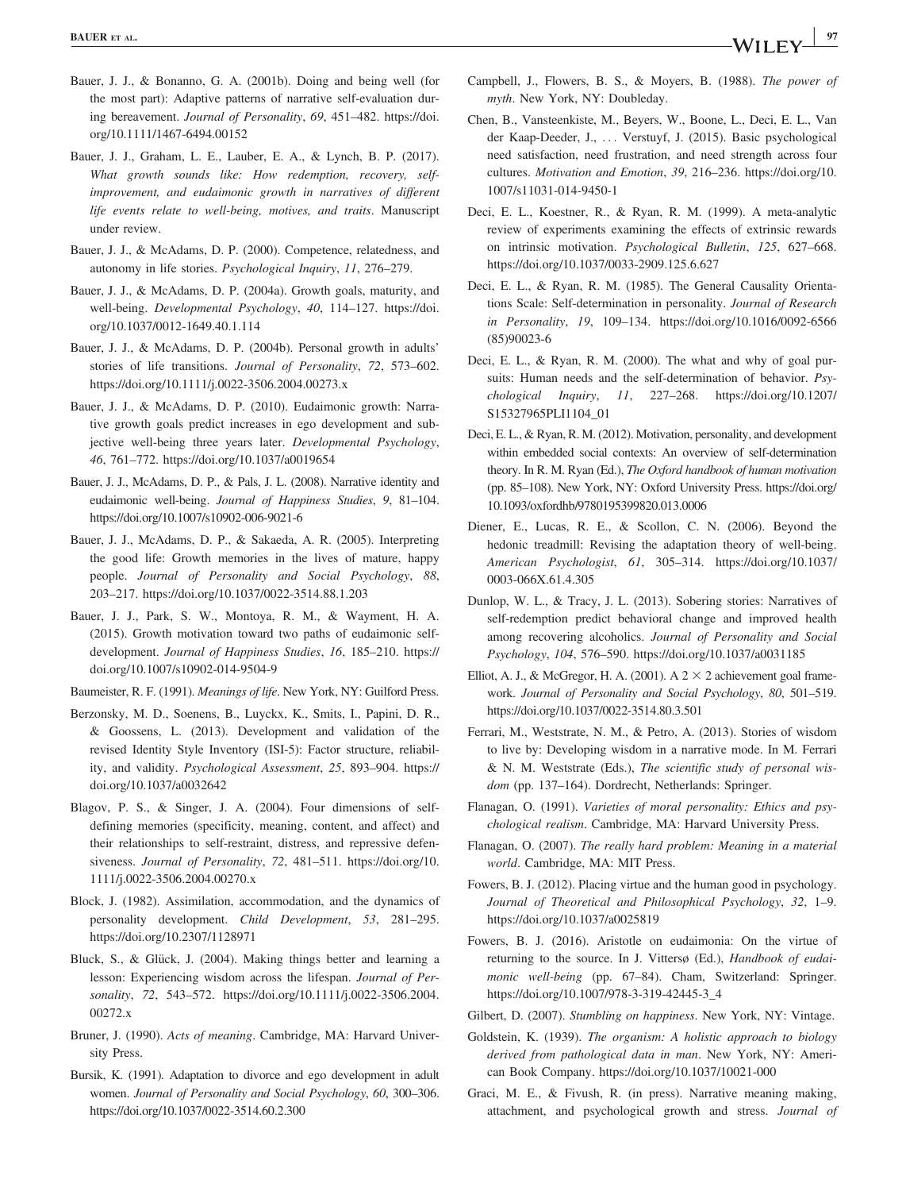Bauer, J. J., & Bonanno, G. A. (2001b). Doing and being well (for the most part): Adaptive patterns of narrative self-evaluation during bereavement. *Journal of Personality*, *69*, 451–482. https://doi.org/10.1111/1467-6494.00152

Bauer, J. J., Graham, L. E., Lauber, E. A., & Lynch, B. P. (2017). *What growth sounds like: How redemption, recovery, self-improvement, and eudaimonic growth in narratives of different life events relate to well-being, motives, and traits*. Manuscript under review.

Bauer, J. J., & McAdams, D. P. (2000). Competence, relatedness, and autonomy in life stories. *Psychological Inquiry*, *11*, 276–279.

Bauer, J. J., & McAdams, D. P. (2004a). Growth goals, maturity, and well-being. *Developmental Psychology*, *40*, 114–127. https://doi.org/10.1037/0012-1649.40.1.114

Bauer, J. J., & McAdams, D. P. (2004b). Personal growth in adults' stories of life transitions. *Journal of Personality*, *72*, 573–602. https://doi.org/10.1111/j.0022-3506.2004.00273.x

Bauer, J. J., & McAdams, D. P. (2010). Eudaimonic growth: Narrative growth goals predict increases in ego development and subjective well-being three years later. *Developmental Psychology*, *46*, 761–772. https://doi.org/10.1037/a0019654

Bauer, J. J., McAdams, D. P., & Pals, J. L. (2008). Narrative identity and eudaimonic well-being. *Journal of Happiness Studies*, *9*, 81–104. https://doi.org/10.1007/s10902-006-9021-6

Bauer, J. J., McAdams, D. P., & Sakaeda, A. R. (2005). Interpreting the good life: Growth memories in the lives of mature, happy people. *Journal of Personality and Social Psychology*, *88*, 203–217. https://doi.org/10.1037/0022-3514.88.1.203

Bauer, J. J., Park, S. W., Montoya, R. M., & Wayment, H. A. (2015). Growth motivation toward two paths of eudaimonic self-development. *Journal of Happiness Studies*, *16*, 185–210. https://doi.org/10.1007/s10902-014-9504-9

Baumeister, R. F. (1991). *Meanings of life*. New York, NY: Guilford Press.

Berzonsky, M. D., Soenens, B., Luyckx, K., Smits, I., Papini, D. R., & Goossens, L. (2013). Development and validation of the revised Identity Style Inventory (ISI-5): Factor structure, reliability, and validity. *Psychological Assessment*, *25*, 893–904. https://doi.org/10.1037/a0032642

Blagov, P. S., & Singer, J. A. (2004). Four dimensions of self-defining memories (specificity, meaning, content, and affect) and their relationships to self-restraint, distress, and repressive defensiveness. *Journal of Personality*, *72*, 481–511. https://doi.org/10.1111/j.0022-3506.2004.00270.x

Block, J. (1982). Assimilation, accommodation, and the dynamics of personality development. *Child Development*, *53*, 281–295. https://doi.org/10.2307/1128971

Bluck, S., & Glück, J. (2004). Making things better and learning a lesson: Experiencing wisdom across the lifespan. *Journal of Personality*, *72*, 543–572. https://doi.org/10.1111/j.0022-3506.2004.00272.x

Bruner, J. (1990). *Acts of meaning*. Cambridge, MA: Harvard University Press.

Bursik, K. (1991). Adaptation to divorce and ego development in adult women. *Journal of Personality and Social Psychology*, *60*, 300–306. https://doi.org/10.1037/0022-3514.60.2.300

Campbell, J., Flowers, B. S., & Moyers, B. (1988). *The power of myth*. New York, NY: Doubleday.

Chen, B., Vansteenkiste, M., Beyers, W., Boone, L., Deci, E. L., Van der Kaap-Deeder, J., … Verstuyf, J. (2015). Basic psychological need satisfaction, need frustration, and need strength across four cultures. *Motivation and Emotion*, *39*, 216–236. https://doi.org/10.1007/s11031-014-9450-1

Deci, E. L., Koestner, R., & Ryan, R. M. (1999). A meta-analytic review of experiments examining the effects of extrinsic rewards on intrinsic motivation. *Psychological Bulletin*, *125*, 627–668. https://doi.org/10.1037/0033-2909.125.6.627

Deci, E. L., & Ryan, R. M. (1985). The General Causality Orientations Scale: Self-determination in personality. *Journal of Research in Personality*, *19*, 109–134. https://doi.org/10.1016/0092-6566(85)90023-6

Deci, E. L., & Ryan, R. M. (2000). The what and why of goal pursuits: Human needs and the self-determination of behavior. *Psychological Inquiry*, *11*, 227–268. https://doi.org/10.1207/S15327965PLI1104_01

Deci, E. L., & Ryan, R. M. (2012). Motivation, personality, and development within embedded social contexts: An overview of self-determination theory. In R. M. Ryan (Ed.), *The Oxford handbook of human motivation* (pp. 85–108). New York, NY: Oxford University Press. https://doi.org/10.1093/oxfordhb/9780195399820.013.0006

Diener, E., Lucas, R. E., & Scollon, C. N. (2006). Beyond the hedonic treadmill: Revising the adaptation theory of well-being. *American Psychologist*, *61*, 305–314. https://doi.org/10.1037/0003-066X.61.4.305

Dunlop, W. L., & Tracy, J. L. (2013). Sobering stories: Narratives of self-redemption predict behavioral change and improved health among recovering alcoholics. *Journal of Personality and Social Psychology*, *104*, 576–590. https://doi.org/10.1037/a0031185

Elliot, A. J., & McGregor, H. A. (2001). A $2 \times 2$ achievement goal framework. *Journal of Personality and Social Psychology*, *80*, 501–519. https://doi.org/10.1037/0022-3514.80.3.501

Ferrari, M., Weststrate, N. M., & Petro, A. (2013). Stories of wisdom to live by: Developing wisdom in a narrative mode. In M. Ferrari & N. M. Weststrate (Eds.), *The scientific study of personal wisdom* (pp. 137–164). Dordrecht, Netherlands: Springer.

Flanagan, O. (1991). *Varieties of moral personality: Ethics and psychological realism*. Cambridge, MA: Harvard University Press.

Flanagan, O. (2007). *The really hard problem: Meaning in a material world*. Cambridge, MA: MIT Press.

Fowers, B. J. (2012). Placing virtue and the human good in psychology. *Journal of Theoretical and Philosophical Psychology*, *32*, 1–9. https://doi.org/10.1037/a0025819

Fowers, B. J. (2016). Aristotle on eudaimonia: On the virtue of returning to the source. In J. Vittersø (Ed.), *Handbook of eudaimonic well-being* (pp. 67–84). Cham, Switzerland: Springer. https://doi.org/10.1007/978-3-319-42445-3_4

Gilbert, D. (2007). *Stumbling on happiness*. New York, NY: Vintage.

Goldstein, K. (1939). *The organism: A holistic approach to biology derived from pathological data in man*. New York, NY: American Book Company. https://doi.org/10.1037/10021-000

Graci, M. E., & Fivush, R. (in press). Narrative meaning making, attachment, and psychological growth and stress. *Journal of*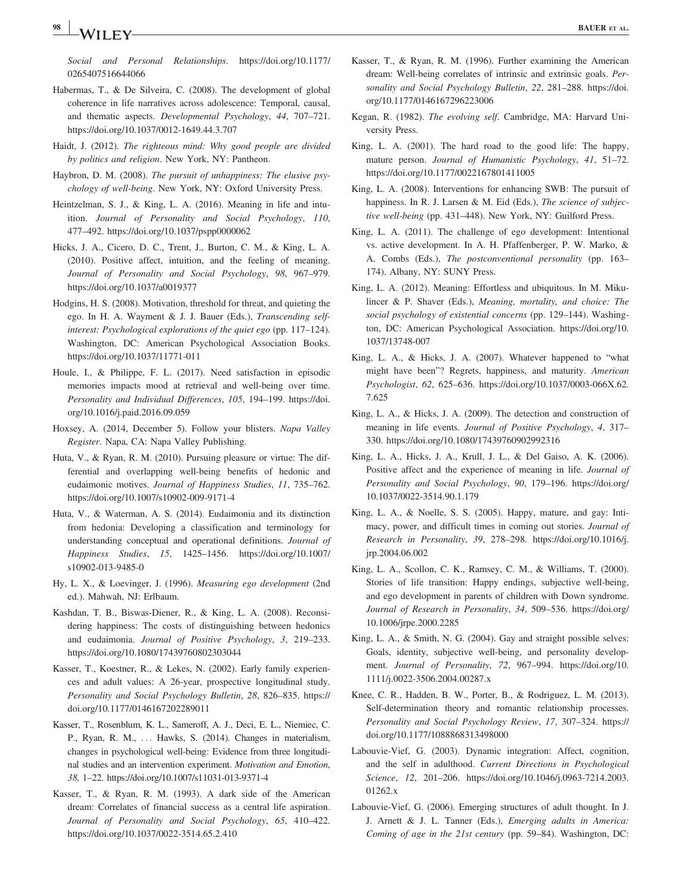*Social and Personal Relationships*. https://doi.org/10.1177/0265407516644066

Habermas, T., & De Silveira, C. (2008). The development of global coherence in life narratives across adolescence: Temporal, causal, and thematic aspects. *Developmental Psychology*, *44*, 707–721. https://doi.org/10.1037/0012-1649.44.3.707

Haidt, J. (2012). *The righteous mind: Why good people are divided by politics and religion*. New York, NY: Pantheon.

Haybron, D. M. (2008). *The pursuit of unhappiness: The elusive psychology of well-being*. New York, NY: Oxford University Press.

Heintzelman, S. J., & King, L. A. (2016). Meaning in life and intuition. *Journal of Personality and Social Psychology*, *110*, 477–492. https://doi.org/10.1037/pspp0000062

Hicks, J. A., Cicero, D. C., Trent, J., Burton, C. M., & King, L. A. (2010). Positive affect, intuition, and the feeling of meaning. *Journal of Personality and Social Psychology*, *98*, 967–979. https://doi.org/10.1037/a0019377

Hodgins, H. S. (2008). Motivation, threshold for threat, and quieting the ego. In H. A. Wayment & J. J. Bauer (Eds.), *Transcending self-interest: Psychological explorations of the quiet ego* (pp. 117–124). Washington, DC: American Psychological Association Books. https://doi.org/10.1037/11771-011

Houle, I., & Philippe, F. L. (2017). Need satisfaction in episodic memories impacts mood at retrieval and well-being over time. *Personality and Individual Differences*, *105*, 194–199. https://doi.org/10.1016/j.paid.2016.09.059

Hoxsey, A. (2014, December 5). Follow your blisters. *Napa Valley Register*. Napa, CA: Napa Valley Publishing.

Huta, V., & Ryan, R. M. (2010). Pursuing pleasure or virtue: The differential and overlapping well-being benefits of hedonic and eudaimonic motives. *Journal of Happiness Studies*, *11*, 735–762. https://doi.org/10.1007/s10902-009-9171-4

Huta, V., & Waterman, A. S. (2014). Eudaimonia and its distinction from hedonia: Developing a classification and terminology for understanding conceptual and operational definitions. *Journal of Happiness Studies*, *15*, 1425–1456. https://doi.org/10.1007/s10902-013-9485-0

Hy, L. X., & Loevinger, J. (1996). *Measuring ego development* (2nd ed.). Mahwah, NJ: Erlbaum.

Kashdan, T. B., Biswas-Diener, R., & King, L. A. (2008). Reconsidering happiness: The costs of distinguishing between hedonics and eudaimonia. *Journal of Positive Psychology*, *3*, 219–233. https://doi.org/10.1080/17439760802303044

Kasser, T., Koestner, R., & Lekes, N. (2002). Early family experiences and adult values: A 26-year, prospective longitudinal study. *Personality and Social Psychology Bulletin*, *28*, 826–835. https://doi.org/10.1177/0146167202289011

Kasser, T., Rosenblum, K. L., Sameroff, A. J., Deci, E. L., Niemiec, C. P., Ryan, R. M., … Hawks, S. (2014). Changes in materialism, changes in psychological well-being: Evidence from three longitudinal studies and an intervention experiment. *Motivation and Emotion*, *38*, 1–22. https://doi.org/10.1007/s11031-013-9371-4

Kasser, T., & Ryan, R. M. (1993). A dark side of the American dream: Correlates of financial success as a central life aspiration. *Journal of Personality and Social Psychology*, *65*, 410–422. https://doi.org/10.1037/0022-3514.65.2.410

Kasser, T., & Ryan, R. M. (1996). Further examining the American dream: Well-being correlates of intrinsic and extrinsic goals. *Personality and Social Psychology Bulletin*, *22*, 281–288. https://doi.org/10.1177/0146167296223006

Kegan, R. (1982). *The evolving self*. Cambridge, MA: Harvard University Press.

King, L. A. (2001). The hard road to the good life: The happy, mature person. *Journal of Humanistic Psychology*, *41*, 51–72. https://doi.org/10.1177/0022167801411005

King, L. A. (2008). Interventions for enhancing SWB: The pursuit of happiness. In R. J. Larsen & M. Eid (Eds.), *The science of subjective well-being* (pp. 431–448). New York, NY: Guilford Press.

King, L. A. (2011). The challenge of ego development: Intentional vs. active development. In A. H. Pfaffenberger, P. W. Marko, & A. Combs (Eds.), *The postconventional personality* (pp. 163–174). Albany, NY: SUNY Press.

King, L. A. (2012). Meaning: Effortless and ubiquitous. In M. Mikulincer & P. Shaver (Eds.), *Meaning, mortality, and choice: The social psychology of existential concerns* (pp. 129–144). Washington, DC: American Psychological Association. https://doi.org/10.1037/13748-007

King, L. A., & Hicks, J. A. (2007). Whatever happened to "what might have been"? Regrets, happiness, and maturity. *American Psychologist*, *62*, 625–636. https://doi.org/10.1037/0003-066X.62.7.625

King, L. A., & Hicks, J. A. (2009). The detection and construction of meaning in life events. *Journal of Positive Psychology*, *4*, 317–330. https://doi.org/10.1080/17439760902992316

King, L. A., Hicks, J. A., Krull, J. L., & Del Gaiso, A. K. (2006). Positive affect and the experience of meaning in life. *Journal of Personality and Social Psychology*, *90*, 179–196. https://doi.org/10.1037/0022-3514.90.1.179

King, L. A., & Noelle, S. S. (2005). Happy, mature, and gay: Intimacy, power, and difficult times in coming out stories. *Journal of Research in Personality*, *39*, 278–298. https://doi.org/10.1016/j.jrp.2004.06.002

King, L. A., Scollon, C. K., Ramsey, C. M., & Williams, T. (2000). Stories of life transition: Happy endings, subjective well-being, and ego development in parents of children with Down syndrome. *Journal of Research in Personality*, *34*, 509–536. https://doi.org/10.1006/jrpe.2000.2285

King, L. A., & Smith, N. G. (2004). Gay and straight possible selves: Goals, identity, subjective well-being, and personality development. *Journal of Personality*, *72*, 967–994. https://doi.org/10.1111/j.0022-3506.2004.00287.x

Knee, C. R., Hadden, B. W., Porter, B., & Rodriguez, L. M. (2013). Self-determination theory and romantic relationship processes. *Personality and Social Psychology Review*, *17*, 307–324. https://doi.org/10.1177/1088868313498000

Labouvie-Vief, G. (2003). Dynamic integration: Affect, cognition, and the self in adulthood. *Current Directions in Psychological Science*, *12*, 201–206. https://doi.org/10.1046/j.0963-7214.2003.01262.x

Labouvie-Vief, G. (2006). Emerging structures of adult thought. In J. J. Arnett & J. L. Tanner (Eds.), *Emerging adults in America: Coming of age in the 21st century* (pp. 59–84). Washington, DC: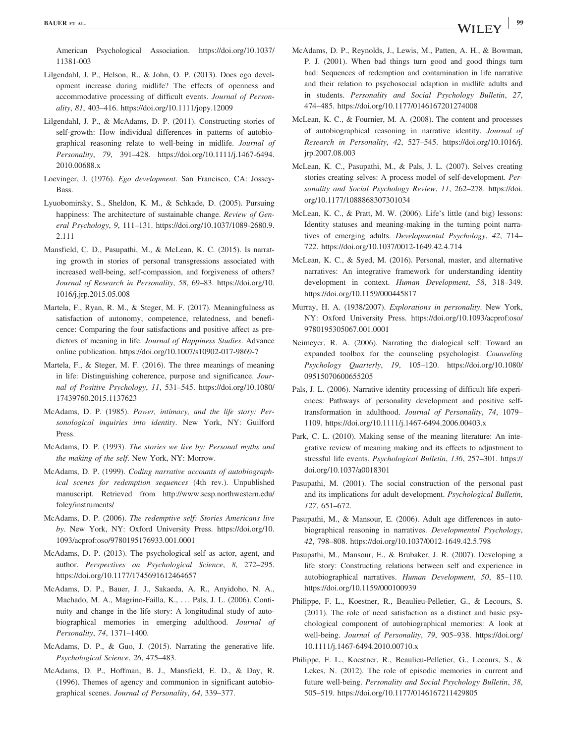American Psychological Association. https://doi.org/10.1037/11381-003

Lilgendahl, J. P., Helson, R., & John, O. P. (2013). Does ego development increase during midlife? The effects of openness and accommodative processing of difficult events. *Journal of Personality*, *81*, 403–416. https://doi.org/10.1111/jopy.12009

Lilgendahl, J. P., & McAdams, D. P. (2011). Constructing stories of self-growth: How individual differences in patterns of autobiographical reasoning relate to well-being in midlife. *Journal of Personality*, *79*, 391–428. https://doi.org/10.1111/j.1467-6494.2010.00688.x

Loevinger, J. (1976). *Ego development*. San Francisco, CA: Jossey-Bass.

Lyuobomirsky, S., Sheldon, K. M., & Schkade, D. (2005). Pursuing happiness: The architecture of sustainable change. *Review of General Psychology*, *9*, 111–131. https://doi.org/10.1037/1089-2680.9.2.111

Mansfield, C. D., Pasupathi, M., & McLean, K. C. (2015). Is narrating growth in stories of personal transgressions associated with increased well-being, self-compassion, and forgiveness of others? *Journal of Research in Personality*, *58*, 69–83. https://doi.org/10.1016/j.jrp.2015.05.008

Martela, F., Ryan, R. M., & Steger, M. F. (2017). Meaningfulness as satisfaction of autonomy, competence, relatedness, and beneficence: Comparing the four satisfactions and positive affect as predictors of meaning in life. *Journal of Happiness Studies*. Advance online publication. https://doi.org/10.1007/s10902-017-9869-7

Martela, F., & Steger, M. F. (2016). The three meanings of meaning in life: Distinguishing coherence, purpose and significance. *Journal of Positive Psychology*, *11*, 531–545. https://doi.org/10.1080/17439760.2015.1137623

McAdams, D. P. (1985). *Power, intimacy, and the life story: Personological inquiries into identity*. New York, NY: Guilford Press.

McAdams, D. P. (1993). *The stories we live by: Personal myths and the making of the self*. New York, NY: Morrow.

McAdams, D. P. (1999). *Coding narrative accounts of autobiographical scenes for redemption sequences* (4th rev.). Unpublished manuscript. Retrieved from http://www.sesp.northwestern.edu/foley/instruments/

McAdams, D. P. (2006). *The redemptive self: Stories Americans live by*. New York, NY: Oxford University Press. https://doi.org/10.1093/acprof:oso/9780195176933.001.0001

McAdams, D. P. (2013). The psychological self as actor, agent, and author. *Perspectives on Psychological Science*, *8*, 272–295. https://doi.org/10.1177/1745691612464657

McAdams, D. P., Bauer, J. J., Sakaeda, A. R., Anyidoho, N. A., Machado, M. A., Magrino-Failla, K., … Pals, J. L. (2006). Continuity and change in the life story: A longitudinal study of autobiographical memories in emerging adulthood. *Journal of Personality*, *74*, 1371–1400.

McAdams, D. P., & Guo, J. (2015). Narrating the generative life. *Psychological Science*, *26*, 475–483.

McAdams, D. P., Hoffman, B. J., Mansfield, E. D., & Day, R. (1996). Themes of agency and communion in significant autobiographical scenes. *Journal of Personality*, *64*, 339–377.

McAdams, D. P., Reynolds, J., Lewis, M., Patten, A. H., & Bowman, P. J. (2001). When bad things turn good and good things turn bad: Sequences of redemption and contamination in life narrative and their relation to psychosocial adaption in midlife adults and in students. *Personality and Social Psychology Bulletin*, *27*, 474–485. https://doi.org/10.1177/0146167201274008

McLean, K. C., & Fournier, M. A. (2008). The content and processes of autobiographical reasoning in narrative identity. *Journal of Research in Personality*, *42*, 527–545. https://doi.org/10.1016/j.jrp.2007.08.003

McLean, K. C., Pasupathi, M., & Pals, J. L. (2007). Selves creating stories creating selves: A process model of self-development. *Personality and Social Psychology Review*, *11*, 262–278. https://doi.org/10.1177/1088868307301034

McLean, K. C., & Pratt, M. W. (2006). Life's little (and big) lessons: Identity statuses and meaning-making in the turning point narratives of emerging adults. *Developmental Psychology*, *42*, 714–722. https://doi.org/10.1037/0012-1649.42.4.714

McLean, K. C., & Syed, M. (2016). Personal, master, and alternative narratives: An integrative framework for understanding identity development in context. *Human Development*, *58*, 318–349. https://doi.org/10.1159/000445817

Murray, H. A. (1938/2007). *Explorations in personality*. New York, NY: Oxford University Press. https://doi.org/10.1093/acprof:oso/9780195305067.001.0001

Neimeyer, R. A. (2006). Narrating the dialogical self: Toward an expanded toolbox for the counseling psychologist. *Counseling Psychology Quarterly*, *19*, 105–120. https://doi.org/10.1080/09515070600655205

Pals, J. L. (2006). Narrative identity processing of difficult life experiences: Pathways of personality development and positive self-transformation in adulthood. *Journal of Personality*, *74*, 1079–1109. https://doi.org/10.1111/j.1467-6494.2006.00403.x

Park, C. L. (2010). Making sense of the meaning literature: An integrative review of meaning making and its effects to adjustment to stressful life events. *Psychological Bulletin*, *136*, 257–301. https://doi.org/10.1037/a0018301

Pasupathi, M. (2001). The social construction of the personal past and its implications for adult development. *Psychological Bulletin*, *127*, 651–672.

Pasupathi, M., & Mansour, E. (2006). Adult age differences in autobiographical reasoning in narratives. *Developmental Psychology*, *42*, 798–808. https://doi.org/10.1037/0012-1649.42.5.798

Pasupathi, M., Mansour, E., & Brubaker, J. R. (2007). Developing a life story: Constructing relations between self and experience in autobiographical narratives. *Human Development*, *50*, 85–110. https://doi.org/10.1159/000100939

Philippe, F. L., Koestner, R., Beaulieu-Pelletier, G., & Lecours, S. (2011). The role of need satisfaction as a distinct and basic psychological component of autobiographical memories: A look at well-being. *Journal of Personality*, *79*, 905–938. https://doi.org/10.1111/j.1467-6494.2010.00710.x

Philippe, F. L., Koestner, R., Beaulieu-Pelletier, G., Lecours, S., & Lekes, N. (2012). The role of episodic memories in current and future well-being. *Personality and Social Psychology Bulletin*, *38*, 505–519. https://doi.org/10.1177/0146167211429805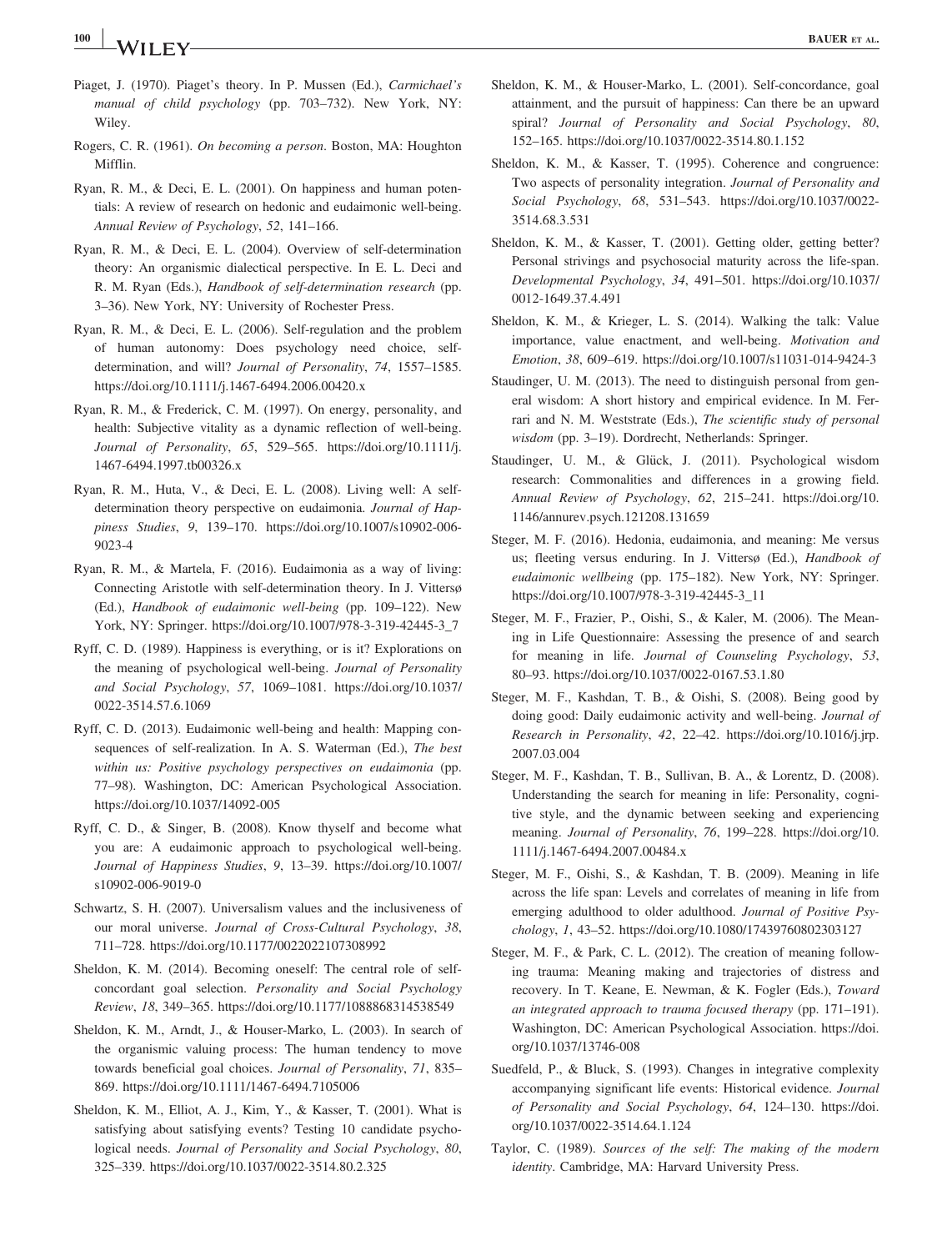Piaget, J. (1970). Piaget's theory. In P. Mussen (Ed.), *Carmichael's manual of child psychology* (pp. 703–732). New York, NY: Wiley.

Rogers, C. R. (1961). *On becoming a person*. Boston, MA: Houghton Mifflin.

Ryan, R. M., & Deci, E. L. (2001). On happiness and human potentials: A review of research on hedonic and eudaimonic well-being. *Annual Review of Psychology*, *52*, 141–166.

Ryan, R. M., & Deci, E. L. (2004). Overview of self-determination theory: An organismic dialectical perspective. In E. L. Deci and R. M. Ryan (Eds.), *Handbook of self-determination research* (pp. 3–36). New York, NY: University of Rochester Press.

Ryan, R. M., & Deci, E. L. (2006). Self-regulation and the problem of human autonomy: Does psychology need choice, self-determination, and will? *Journal of Personality*, *74*, 1557–1585. https://doi.org/10.1111/j.1467-6494.2006.00420.x

Ryan, R. M., & Frederick, C. M. (1997). On energy, personality, and health: Subjective vitality as a dynamic reflection of well-being. *Journal of Personality*, *65*, 529–565. https://doi.org/10.1111/j.1467-6494.1997.tb00326.x

Ryan, R. M., Huta, V., & Deci, E. L. (2008). Living well: A self-determination theory perspective on eudaimonia. *Journal of Happiness Studies*, *9*, 139–170. https://doi.org/10.1007/s10902-006-9023-4

Ryan, R. M., & Martela, F. (2016). Eudaimonia as a way of living: Connecting Aristotle with self-determination theory. In J. Vittersø (Ed.), *Handbook of eudaimonic well-being* (pp. 109–122). New York, NY: Springer. https://doi.org/10.1007/978-3-319-42445-3_7

Ryff, C. D. (1989). Happiness is everything, or is it? Explorations on the meaning of psychological well-being. *Journal of Personality and Social Psychology*, *57*, 1069–1081. https://doi.org/10.1037/0022-3514.57.6.1069

Ryff, C. D. (2013). Eudaimonic well-being and health: Mapping consequences of self-realization. In A. S. Waterman (Ed.), *The best within us: Positive psychology perspectives on eudaimonia* (pp. 77–98). Washington, DC: American Psychological Association. https://doi.org/10.1037/14092-005

Ryff, C. D., & Singer, B. (2008). Know thyself and become what you are: A eudaimonic approach to psychological well-being. *Journal of Happiness Studies*, *9*, 13–39. https://doi.org/10.1007/s10902-006-9019-0

Schwartz, S. H. (2007). Universalism values and the inclusiveness of our moral universe. *Journal of Cross-Cultural Psychology*, *38*, 711–728. https://doi.org/10.1177/0022022107308992

Sheldon, K. M. (2014). Becoming oneself: The central role of self-concordant goal selection. *Personality and Social Psychology Review*, *18*, 349–365. https://doi.org/10.1177/1088868314538549

Sheldon, K. M., Arndt, J., & Houser-Marko, L. (2003). In search of the organismic valuing process: The human tendency to move towards beneficial goal choices. *Journal of Personality*, *71*, 835–869. https://doi.org/10.1111/1467-6494.7105006

Sheldon, K. M., Elliot, A. J., Kim, Y., & Kasser, T. (2001). What is satisfying about satisfying events? Testing 10 candidate psychological needs. *Journal of Personality and Social Psychology*, *80*, 325–339. https://doi.org/10.1037/0022-3514.80.2.325

Sheldon, K. M., & Houser-Marko, L. (2001). Self-concordance, goal attainment, and the pursuit of happiness: Can there be an upward spiral? *Journal of Personality and Social Psychology*, *80*, 152–165. https://doi.org/10.1037/0022-3514.80.1.152

Sheldon, K. M., & Kasser, T. (1995). Coherence and congruence: Two aspects of personality integration. *Journal of Personality and Social Psychology*, *68*, 531–543. https://doi.org/10.1037/0022-3514.68.3.531

Sheldon, K. M., & Kasser, T. (2001). Getting older, getting better? Personal strivings and psychosocial maturity across the life-span. *Developmental Psychology*, *34*, 491–501. https://doi.org/10.1037/0012-1649.37.4.491

Sheldon, K. M., & Krieger, L. S. (2014). Walking the talk: Value importance, value enactment, and well-being. *Motivation and Emotion*, *38*, 609–619. https://doi.org/10.1007/s11031-014-9424-3

Staudinger, U. M. (2013). The need to distinguish personal from general wisdom: A short history and empirical evidence. In M. Ferrari and N. M. Weststrate (Eds.), *The scientific study of personal wisdom* (pp. 3–19). Dordrecht, Netherlands: Springer.

Staudinger, U. M., & Glück, J. (2011). Psychological wisdom research: Commonalities and differences in a growing field. *Annual Review of Psychology*, *62*, 215–241. https://doi.org/10.1146/annurev.psych.121208.131659

Steger, M. F. (2016). Hedonia, eudaimonia, and meaning: Me versus us; fleeting versus enduring. In J. Vittersø (Ed.), *Handbook of eudaimonic wellbeing* (pp. 175–182). New York, NY: Springer. https://doi.org/10.1007/978-3-319-42445-3_11

Steger, M. F., Frazier, P., Oishi, S., & Kaler, M. (2006). The Meaning in Life Questionnaire: Assessing the presence of and search for meaning in life. *Journal of Counseling Psychology*, *53*, 80–93. https://doi.org/10.1037/0022-0167.53.1.80

Steger, M. F., Kashdan, T. B., & Oishi, S. (2008). Being good by doing good: Daily eudaimonic activity and well-being. *Journal of Research in Personality*, *42*, 22–42. https://doi.org/10.1016/j.jrp.2007.03.004

Steger, M. F., Kashdan, T. B., Sullivan, B. A., & Lorentz, D. (2008). Understanding the search for meaning in life: Personality, cognitive style, and the dynamic between seeking and experiencing meaning. *Journal of Personality*, *76*, 199–228. https://doi.org/10.1111/j.1467-6494.2007.00484.x

Steger, M. F., Oishi, S., & Kashdan, T. B. (2009). Meaning in life across the life span: Levels and correlates of meaning in life from emerging adulthood to older adulthood. *Journal of Positive Psychology*, *1*, 43–52. https://doi.org/10.1080/17439760802303127

Steger, M. F., & Park, C. L. (2012). The creation of meaning following trauma: Meaning making and trajectories of distress and recovery. In T. Keane, E. Newman, & K. Fogler (Eds.), *Toward an integrated approach to trauma focused therapy* (pp. 171–191). Washington, DC: American Psychological Association. https://doi.org/10.1037/13746-008

Suedfeld, P., & Bluck, S. (1993). Changes in integrative complexity accompanying significant life events: Historical evidence. *Journal of Personality and Social Psychology*, *64*, 124–130. https://doi.org/10.1037/0022-3514.64.1.124

Taylor, C. (1989). *Sources of the self: The making of the modern identity*. Cambridge, MA: Harvard University Press.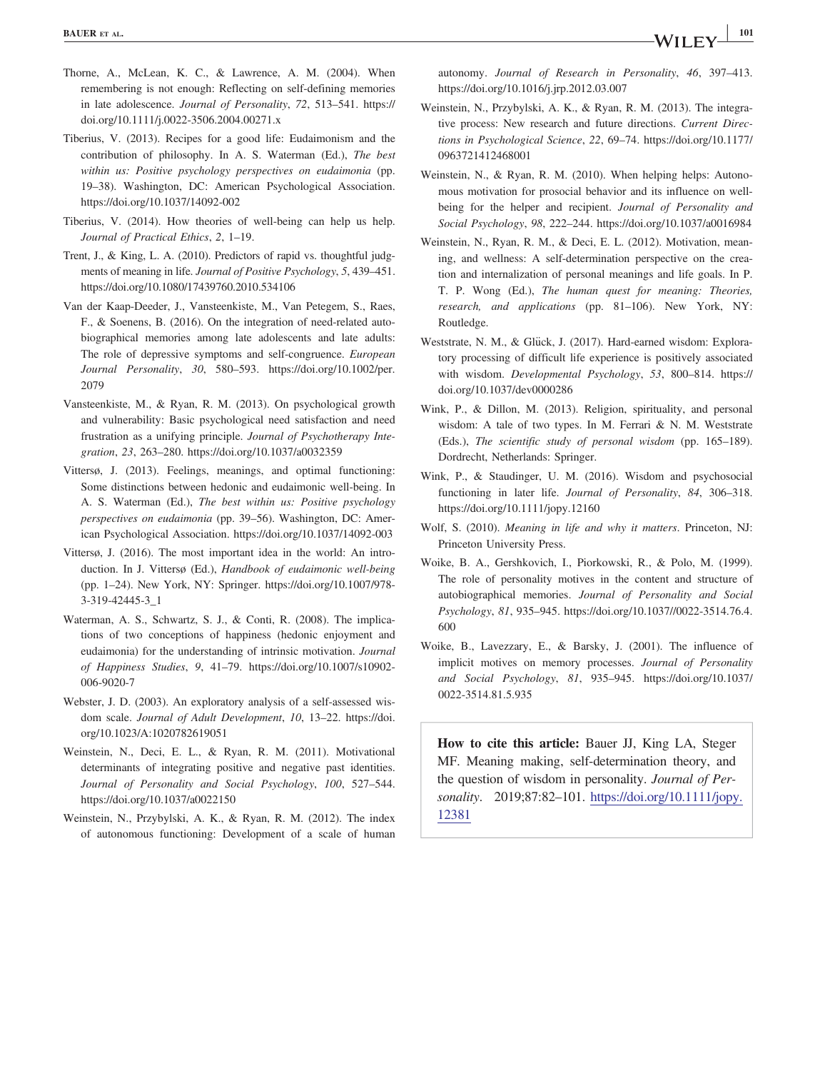Thorne, A., McLean, K. C., & Lawrence, A. M. (2004). When remembering is not enough: Reflecting on self-defining memories in late adolescence. *Journal of Personality*, *72*, 513–541. https://doi.org/10.1111/j.0022-3506.2004.00271.x

Tiberius, V. (2013). Recipes for a good life: Eudaimonism and the contribution of philosophy. In A. S. Waterman (Ed.), *The best within us: Positive psychology perspectives on eudaimonia* (pp. 19–38). Washington, DC: American Psychological Association. https://doi.org/10.1037/14092-002

Tiberius, V. (2014). How theories of well-being can help us help. *Journal of Practical Ethics*, *2*, 1–19.

Trent, J., & King, L. A. (2010). Predictors of rapid vs. thoughtful judgments of meaning in life. *Journal of Positive Psychology*, *5*, 439–451. https://doi.org/10.1080/17439760.2010.534106

Van der Kaap-Deeder, J., Vansteenkiste, M., Van Petegem, S., Raes, F., & Soenens, B. (2016). On the integration of need-related autobiographical memories among late adolescents and late adults: The role of depressive symptoms and self-congruence. *European Journal Personality*, *30*, 580–593. https://doi.org/10.1002/per.2079

Vansteenkiste, M., & Ryan, R. M. (2013). On psychological growth and vulnerability: Basic psychological need satisfaction and need frustration as a unifying principle. *Journal of Psychotherapy Integration*, *23*, 263–280. https://doi.org/10.1037/a0032359

Vittersø, J. (2013). Feelings, meanings, and optimal functioning: Some distinctions between hedonic and eudaimonic well-being. In A. S. Waterman (Ed.), *The best within us: Positive psychology perspectives on eudaimonia* (pp. 39–56). Washington, DC: American Psychological Association. https://doi.org/10.1037/14092-003

Vittersø, J. (2016). The most important idea in the world: An introduction. In J. Vittersø (Ed.), *Handbook of eudaimonic well-being* (pp. 1–24). New York, NY: Springer. https://doi.org/10.1007/978-3-319-42445-3_1

Waterman, A. S., Schwartz, S. J., & Conti, R. (2008). The implications of two conceptions of happiness (hedonic enjoyment and eudaimonia) for the understanding of intrinsic motivation. *Journal of Happiness Studies*, *9*, 41–79. https://doi.org/10.1007/s10902-006-9020-7

Webster, J. D. (2003). An exploratory analysis of a self-assessed wisdom scale. *Journal of Adult Development*, *10*, 13–22. https://doi.org/10.1023/A:1020782619051

Weinstein, N., Deci, E. L., & Ryan, R. M. (2011). Motivational determinants of integrating positive and negative past identities. *Journal of Personality and Social Psychology*, *100*, 527–544. https://doi.org/10.1037/a0022150

Weinstein, N., Przybylski, A. K., & Ryan, R. M. (2012). The index of autonomous functioning: Development of a scale of human autonomy. *Journal of Research in Personality*, *46*, 397–413. https://doi.org/10.1016/j.jrp.2012.03.007

Weinstein, N., Przybylski, A. K., & Ryan, R. M. (2013). The integrative process: New research and future directions. *Current Directions in Psychological Science*, *22*, 69–74. https://doi.org/10.1177/0963721412468001

Weinstein, N., & Ryan, R. M. (2010). When helping helps: Autonomous motivation for prosocial behavior and its influence on well-being for the helper and recipient. *Journal of Personality and Social Psychology*, *98*, 222–244. https://doi.org/10.1037/a0016984

Weinstein, N., Ryan, R. M., & Deci, E. L. (2012). Motivation, meaning, and wellness: A self-determination perspective on the creation and internalization of personal meanings and life goals. In P. T. P. Wong (Ed.), *The human quest for meaning: Theories, research, and applications* (pp. 81–106). New York, NY: Routledge.

Weststrate, N. M., & Glück, J. (2017). Hard-earned wisdom: Exploratory processing of difficult life experience is positively associated with wisdom. *Developmental Psychology*, *53*, 800–814. https://doi.org/10.1037/dev0000286

Wink, P., & Dillon, M. (2013). Religion, spirituality, and personal wisdom: A tale of two types. In M. Ferrari & N. M. Weststrate (Eds.), *The scientific study of personal wisdom* (pp. 165–189). Dordrecht, Netherlands: Springer.

Wink, P., & Staudinger, U. M. (2016). Wisdom and psychosocial functioning in later life. *Journal of Personality*, *84*, 306–318. https://doi.org/10.1111/jopy.12160

Wolf, S. (2010). *Meaning in life and why it matters*. Princeton, NJ: Princeton University Press.

Woike, B. A., Gershkovich, I., Piorkowski, R., & Polo, M. (1999). The role of personality motives in the content and structure of autobiographical memories. *Journal of Personality and Social Psychology*, *81*, 935–945. https://doi.org/10.1037//0022-3514.76.4.600

Woike, B., Lavezzary, E., & Barsky, J. (2001). The influence of implicit motives on memory processes. *Journal of Personality and Social Psychology*, *81*, 935–945. https://doi.org/10.1037/0022-3514.81.5.935

**How to cite this article:** Bauer JJ, King LA, Steger MF. Meaning making, self-determination theory, and the question of wisdom in personality. *Journal of Personality*. 2019;87:82–101. https://doi.org/10.1111/jopy.12381